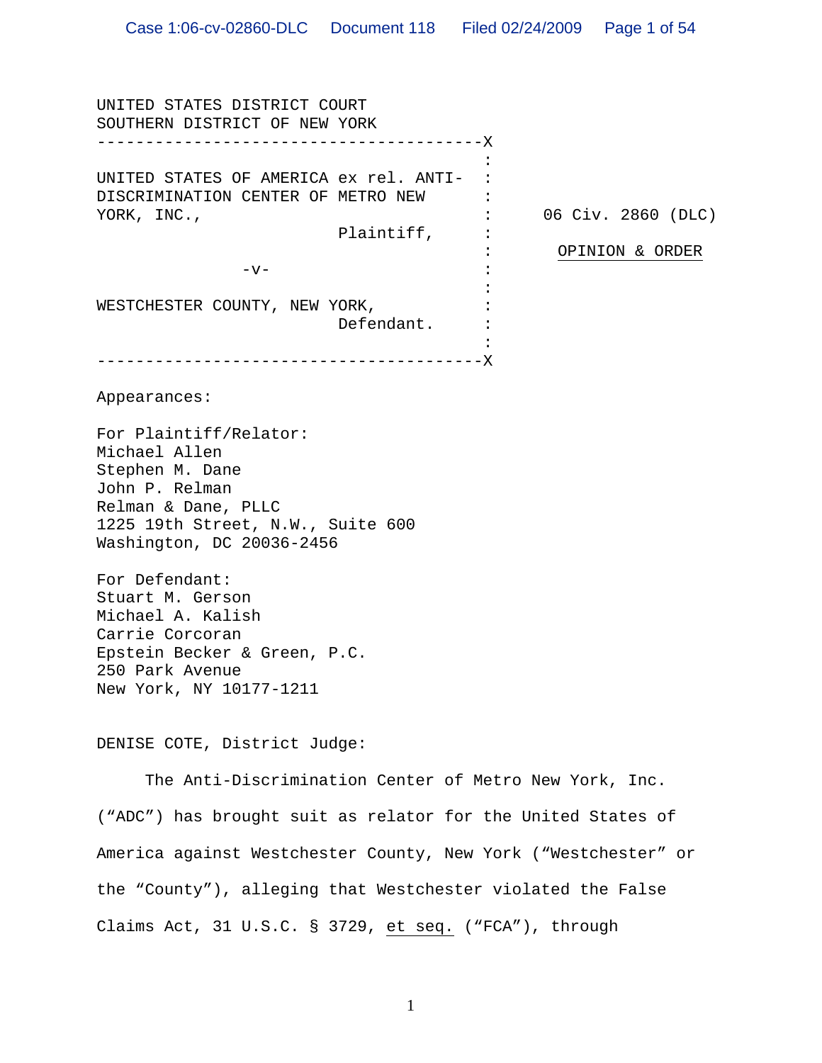UNITED STATES DISTRICT COURT
SOUTHERN DISTRICT OF NEW YORK

---

UNITED STATES OF AMERICA ex rel. ANTI-DISCRIMINATION CENTER OF METRO NEW YORK, INC.,

Plaintiff,

-v-

WESTCHESTER COUNTY, NEW YORK,

Defendant.

---

06 Civ. 2860 (DLC)

OPINION & ORDER

Appearances:

For Plaintiff/Relator:
Michael Allen
Stephen M. Dane
John P. Relman
Relman & Dane, PLLC
1225 19th Street, N.W., Suite 600
Washington, DC 20036-2456

For Defendant:
Stuart M. Gerson
Michael A. Kalish
Carrie Corcoran
Epstein Becker & Green, P.C.
250 Park Avenue
New York, NY 10177-1211

DENISE COTE, District Judge:

The Anti-Discrimination Center of Metro New York, Inc. ("ADC") has brought suit as relator for the United States of America against Westchester County, New York ("Westchester" or the "County"), alleging that Westchester violated the False Claims Act, 31 U.S.C. § 3729, et seq. ("FCA"), through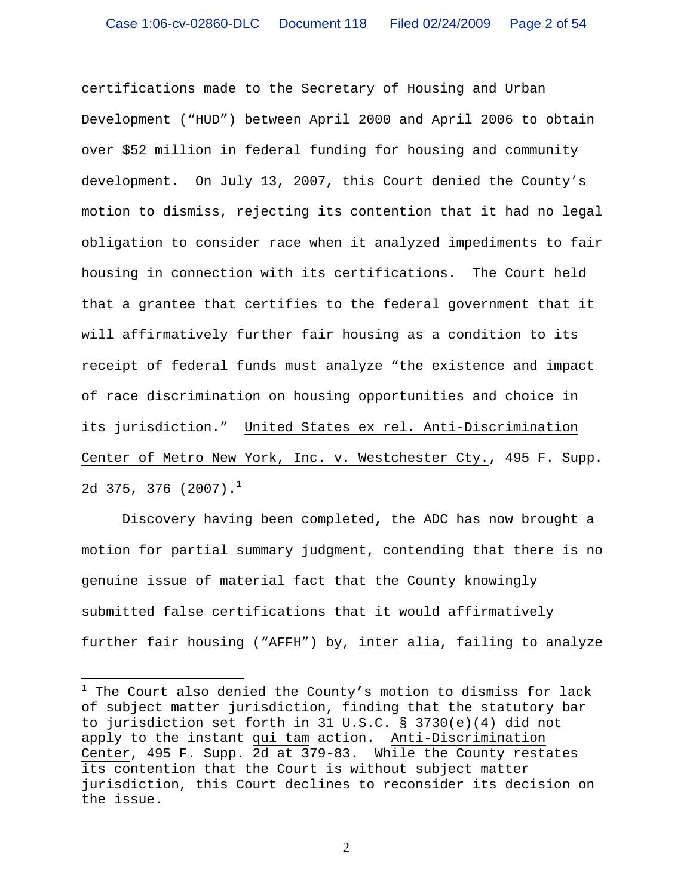certifications made to the Secretary of Housing and Urban Development ("HUD") between April 2000 and April 2006 to obtain over $52 million in federal funding for housing and community development. On July 13, 2007, this Court denied the County's motion to dismiss, rejecting its contention that it had no legal obligation to consider race when it analyzed impediments to fair housing in connection with its certifications. The Court held that a grantee that certifies to the federal government that it will affirmatively further fair housing as a condition to its receipt of federal funds must analyze "the existence and impact of race discrimination on housing opportunities and choice in its jurisdiction." United States ex rel. Anti-Discrimination Center of Metro New York, Inc. v. Westchester Cty., 495 F. Supp. 2d 375, 376 (2007).[1]

Discovery having been completed, the ADC has now brought a motion for partial summary judgment, contending that there is no genuine issue of material fact that the County knowingly submitted false certifications that it would affirmatively further fair housing ("AFFH") by, inter alia, failing to analyze

[1] The Court also denied the County's motion to dismiss for lack of subject matter jurisdiction, finding that the statutory bar to jurisdiction set forth in 31 U.S.C. § 3730(e)(4) did not apply to the instant qui tam action. Anti-Discrimination Center, 495 F. Supp. 2d at 379-83. While the County restates its contention that the Court is without subject matter jurisdiction, this Court declines to reconsider its decision on the issue.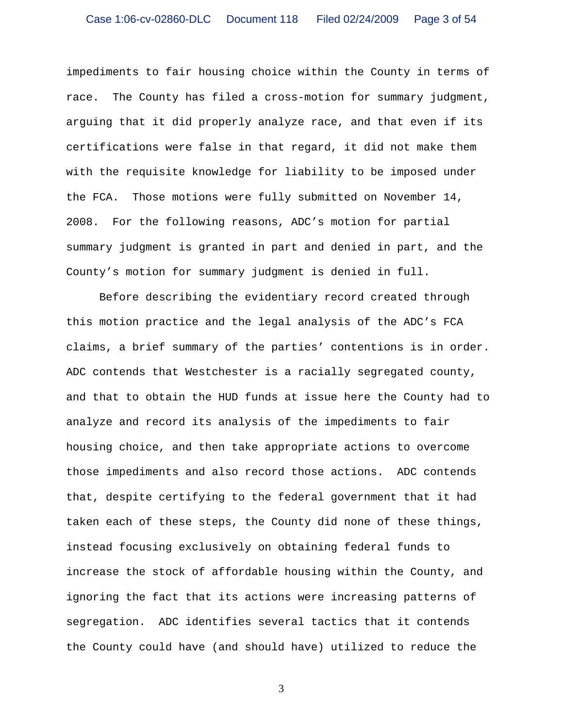impediments to fair housing choice within the County in terms of race. The County has filed a cross-motion for summary judgment, arguing that it did properly analyze race, and that even if its certifications were false in that regard, it did not make them with the requisite knowledge for liability to be imposed under the FCA. Those motions were fully submitted on November 14, 2008. For the following reasons, ADC's motion for partial summary judgment is granted in part and denied in part, and the County's motion for summary judgment is denied in full.

Before describing the evidentiary record created through this motion practice and the legal analysis of the ADC's FCA claims, a brief summary of the parties' contentions is in order. ADC contends that Westchester is a racially segregated county, and that to obtain the HUD funds at issue here the County had to analyze and record its analysis of the impediments to fair housing choice, and then take appropriate actions to overcome those impediments and also record those actions. ADC contends that, despite certifying to the federal government that it had taken each of these steps, the County did none of these things, instead focusing exclusively on obtaining federal funds to increase the stock of affordable housing within the County, and ignoring the fact that its actions were increasing patterns of segregation. ADC identifies several tactics that it contends the County could have (and should have) utilized to reduce the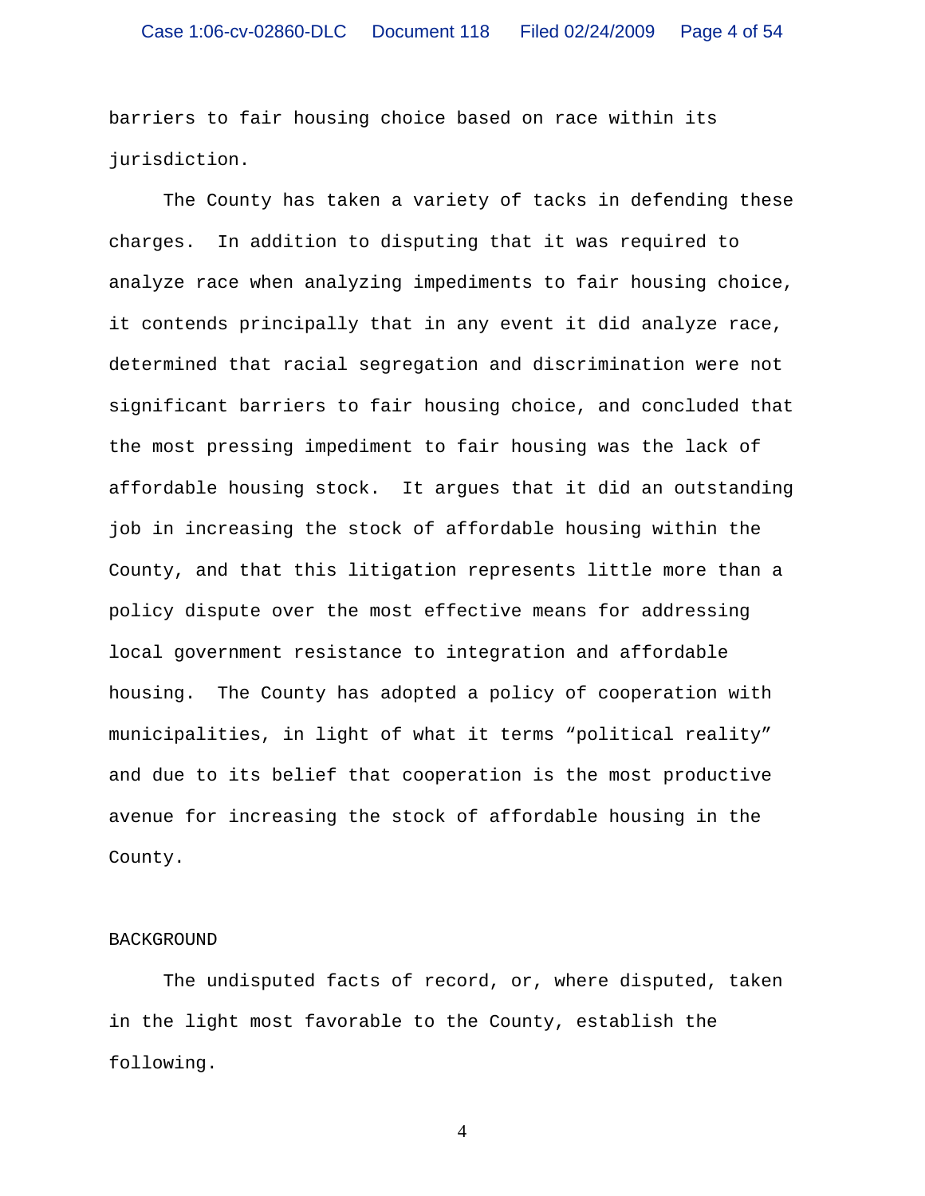barriers to fair housing choice based on race within its jurisdiction.

The County has taken a variety of tacks in defending these charges. In addition to disputing that it was required to analyze race when analyzing impediments to fair housing choice, it contends principally that in any event it did analyze race, determined that racial segregation and discrimination were not significant barriers to fair housing choice, and concluded that the most pressing impediment to fair housing was the lack of affordable housing stock. It argues that it did an outstanding job in increasing the stock of affordable housing within the County, and that this litigation represents little more than a policy dispute over the most effective means for addressing local government resistance to integration and affordable housing. The County has adopted a policy of cooperation with municipalities, in light of what it terms “political reality” and due to its belief that cooperation is the most productive avenue for increasing the stock of affordable housing in the County.

## BACKGROUND

The undisputed facts of record, or, where disputed, taken in the light most favorable to the County, establish the following.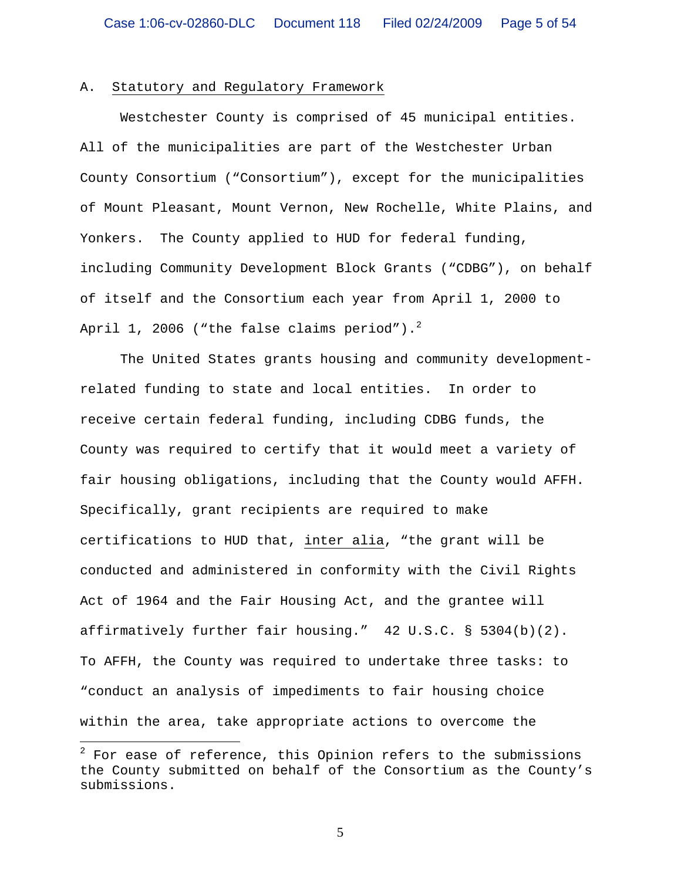## A. Statistical and Regulatory Framework

Westchester County is comprised of 45 municipal entities. All of the municipalities are part of the Westchester Urban County Consortium ("Consortium"), except for the municipalities of Mount Pleasant, Mount Vernon, New Rochelle, White Plains, and Yonkers. The County applied to HUD for federal funding, including Community Development Block Grants ("CDBG"), on behalf of itself and the Consortium each year from April 1, 2000 to April 1, 2006 ("the false claims period").[2]

The United States grants housing and community development-related funding to state and local entities. In order to receive certain federal funding, including CDBG funds, the County was required to certify that it would meet a variety of fair housing obligations, including that the County would AFFH. Specifically, grant recipients are required to make certifications to HUD that, inter alia, "the grant will be conducted and administered in conformity with the Civil Rights Act of 1964 and the Fair Housing Act, and the grantee will affirmatively further fair housing." 42 U.S.C. § 5304(b)(2). To AFFH, the County was required to undertake three tasks: to "conduct an analysis of impediments to fair housing choice within the area, take appropriate actions to overcome the

---

[2] For ease of reference, this Opinion refers to the submissions the County submitted on behalf of the Consortium as the County's submissions.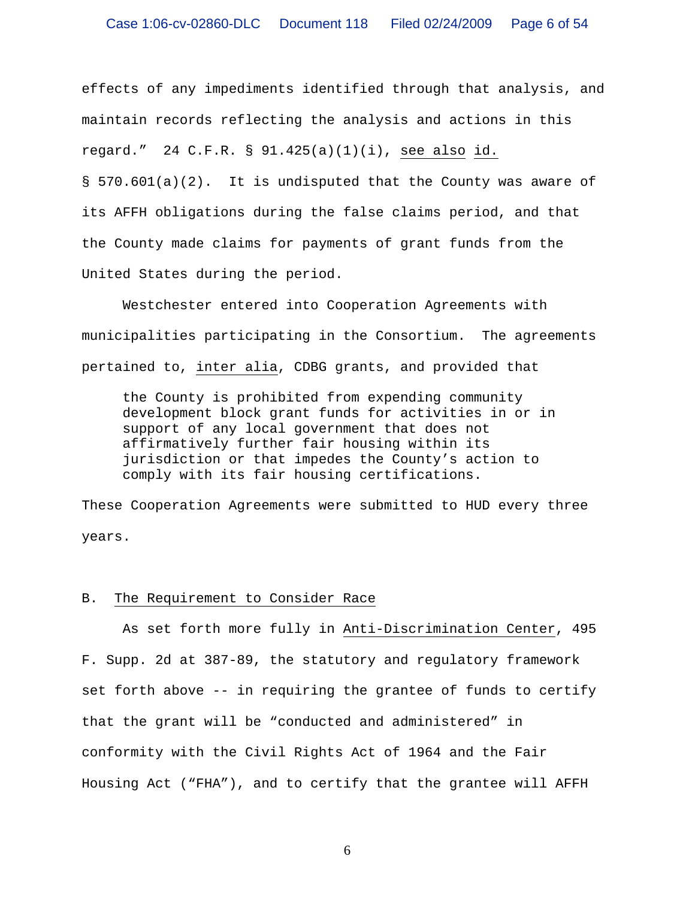effects of any impediments identified through that analysis, and maintain records reflecting the analysis and actions in this regard." 24 C.F.R. § 91.425(a)(1)(i), see also id. § 570.601(a)(2). It is undisputed that the County was aware of its AFFH obligations during the false claims period, and that the County made claims for payments of grant funds from the United States during the period.

Westchester entered into Cooperation Agreements with municipalities participating in the Consortium. The agreements pertained to, inter alia, CDBG grants, and provided that

> the County is prohibited from expending community development block grant funds for activities in or in support of any local government that does not affirmatively further fair housing within its jurisdiction or that impedes the County's action to comply with its fair housing certifications.

These Cooperation Agreements were submitted to HUD every three years.

## B. The Requirement to Consider Race

As set forth more fully in Anti-Discrimination Center, 495 F. Supp. 2d at 387-89, the statutory and regulatory framework set forth above -- in requiring the grantee of funds to certify that the grant will be "conducted and administered" in conformity with the Civil Rights Act of 1964 and the Fair Housing Act ("FHA"), and to certify that the grantee will AFFH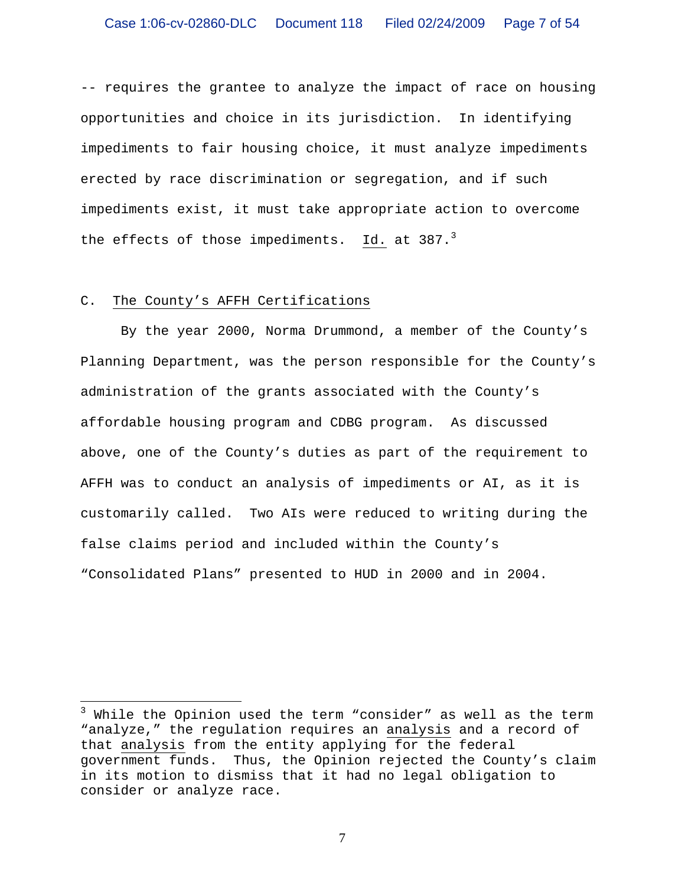-- requires the grantee to analyze the impact of race on housing opportunities and choice in its jurisdiction. In identifying impediments to fair housing choice, it must analyze impediments erected by race discrimination or segregation, and if such impediments exist, it must take appropriate action to overcome the effects of those impediments. Id. at 387.[3]

## C. The County's AFFH Certifications

By the year 2000, Norma Drummond, a member of the County's Planning Department, was the person responsible for the County's administration of the grants associated with the County's affordable housing program and CDBG program. As discussed above, one of the County's duties as part of the requirement to AFFH was to conduct an analysis of impediments or AI, as it is customarily called. Two AIs were reduced to writing during the false claims period and included within the County's "Consolidated Plans" presented to HUD in 2000 and in 2004.

---

[3] While the Opinion used the term "consider" as well as the term "analyze," the regulation requires an analysis and a record of that analysis from the entity applying for the federal government funds. Thus, the Opinion rejected the County's claim in its motion to dismiss that it had no legal obligation to consider or analyze race.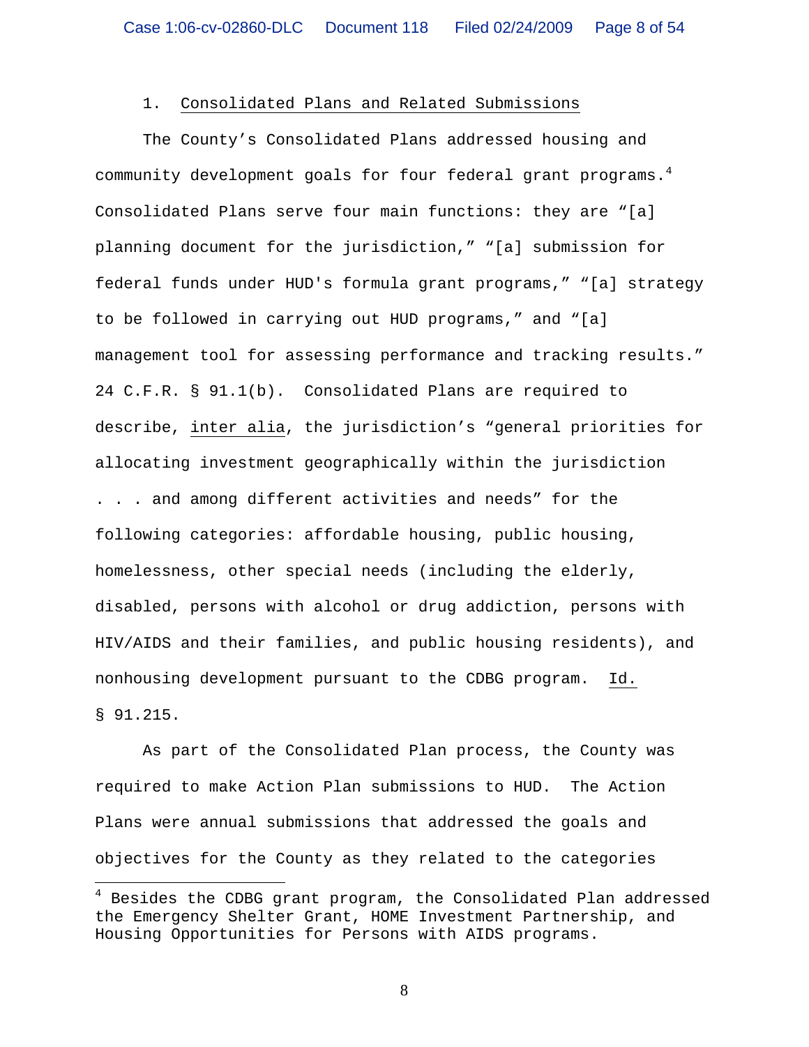1. Consolidated Plans and Related Submissions

The County's Consolidated Plans addressed housing and community development goals for four federal grant programs.[4] Consolidated Plans serve four main functions: they are "[a] planning document for the jurisdiction," "[a] submission for federal funds under HUD's formula grant programs," "[a] strategy to be followed in carrying out HUD programs," and "[a] management tool for assessing performance and tracking results." 24 C.F.R. § 91.1(b). Consolidated Plans are required to describe, inter alia, the jurisdiction's "general priorities for allocating investment geographically within the jurisdiction . . . and among different activities and needs" for the following categories: affordable housing, public housing, homelessness, other special needs (including the elderly, disabled, persons with alcohol or drug addiction, persons with HIV/AIDS and their families, and public housing residents), and nonhousing development pursuant to the CDBG program. Id. § 91.215.

As part of the Consolidated Plan process, the County was required to make Action Plan submissions to HUD. The Action Plans were annual submissions that addressed the goals and objectives for the County as they related to the categories

[4] Besides the CDBG grant program, the Consolidated Plan addressed the Emergency Shelter Grant, HOME Investment Partnership, and Housing Opportunities for Persons with AIDS programs.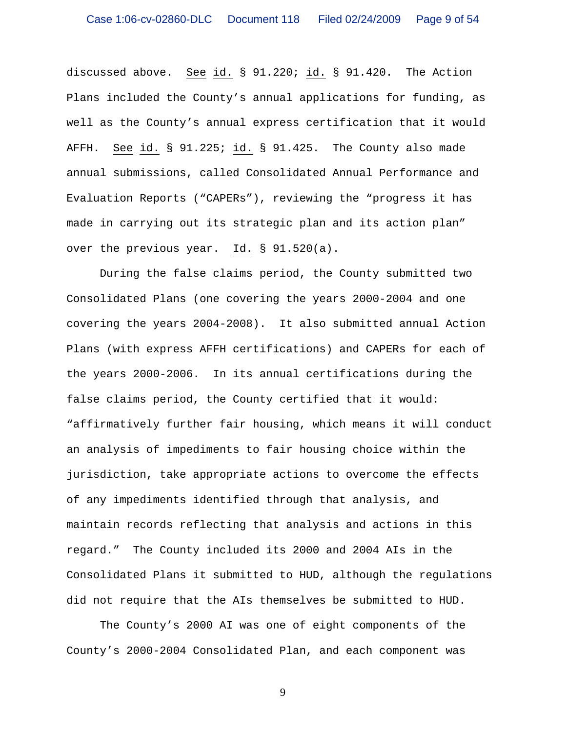discussed above. See id. § 91.220; id. § 91.420. The Action Plans included the County's annual applications for funding, as well as the County's annual express certification that it would AFFH. See id. § 91.225; id. § 91.425. The County also made annual submissions, called Consolidated Annual Performance and Evaluation Reports ("CAPERs"), reviewing the "progress it has made in carrying out its strategic plan and its action plan" over the previous year. Id. § 91.520(a).

During the false claims period, the County submitted two Consolidated Plans (one covering the years 2000-2004 and one covering the years 2004-2008). It also submitted annual Action Plans (with express AFFH certifications) and CAPERs for each of the years 2000-2006. In its annual certifications during the false claims period, the County certified that it would: "affirmatively further fair housing, which means it will conduct an analysis of impediments to fair housing choice within the jurisdiction, take appropriate actions to overcome the effects of any impediments identified through that analysis, and maintain records reflecting that analysis and actions in this regard." The County included its 2000 and 2004 AIs in the Consolidated Plans it submitted to HUD, although the regulations did not require that the AIs themselves be submitted to HUD.

The County's 2000 AI was one of eight components of the County's 2000-2004 Consolidated Plan, and each component was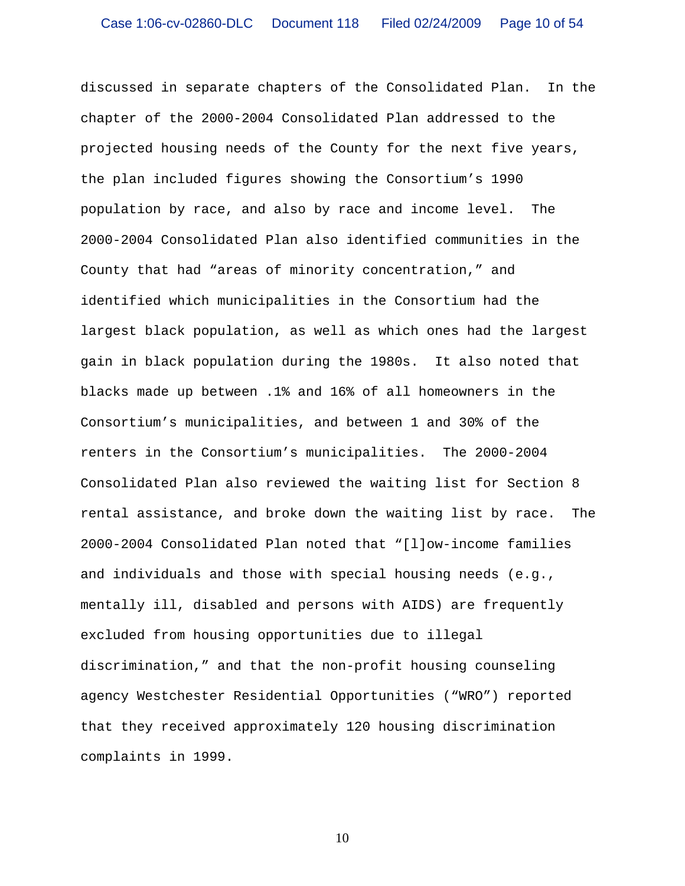discussed in separate chapters of the Consolidated Plan. In the chapter of the 2000-2004 Consolidated Plan addressed to the projected housing needs of the County for the next five years, the plan included figures showing the Consortium's 1990 population by race, and also by race and income level. The 2000-2004 Consolidated Plan also identified communities in the County that had "areas of minority concentration," and identified which municipalities in the Consortium had the largest black population, as well as which ones had the largest gain in black population during the 1980s. It also noted that blacks made up between .1% and 16% of all homeowners in the Consortium's municipalities, and between 1 and 30% of the renters in the Consortium's municipalities. The 2000-2004 Consolidated Plan also reviewed the waiting list for Section 8 rental assistance, and broke down the waiting list by race. The 2000-2004 Consolidated Plan noted that "[l]ow-income families and individuals and those with special housing needs (e.g., mentally ill, disabled and persons with AIDS) are frequently excluded from housing opportunities due to illegal discrimination," and that the non-profit housing counseling agency Westchester Residential Opportunities ("WRO") reported that they received approximately 120 housing discrimination complaints in 1999.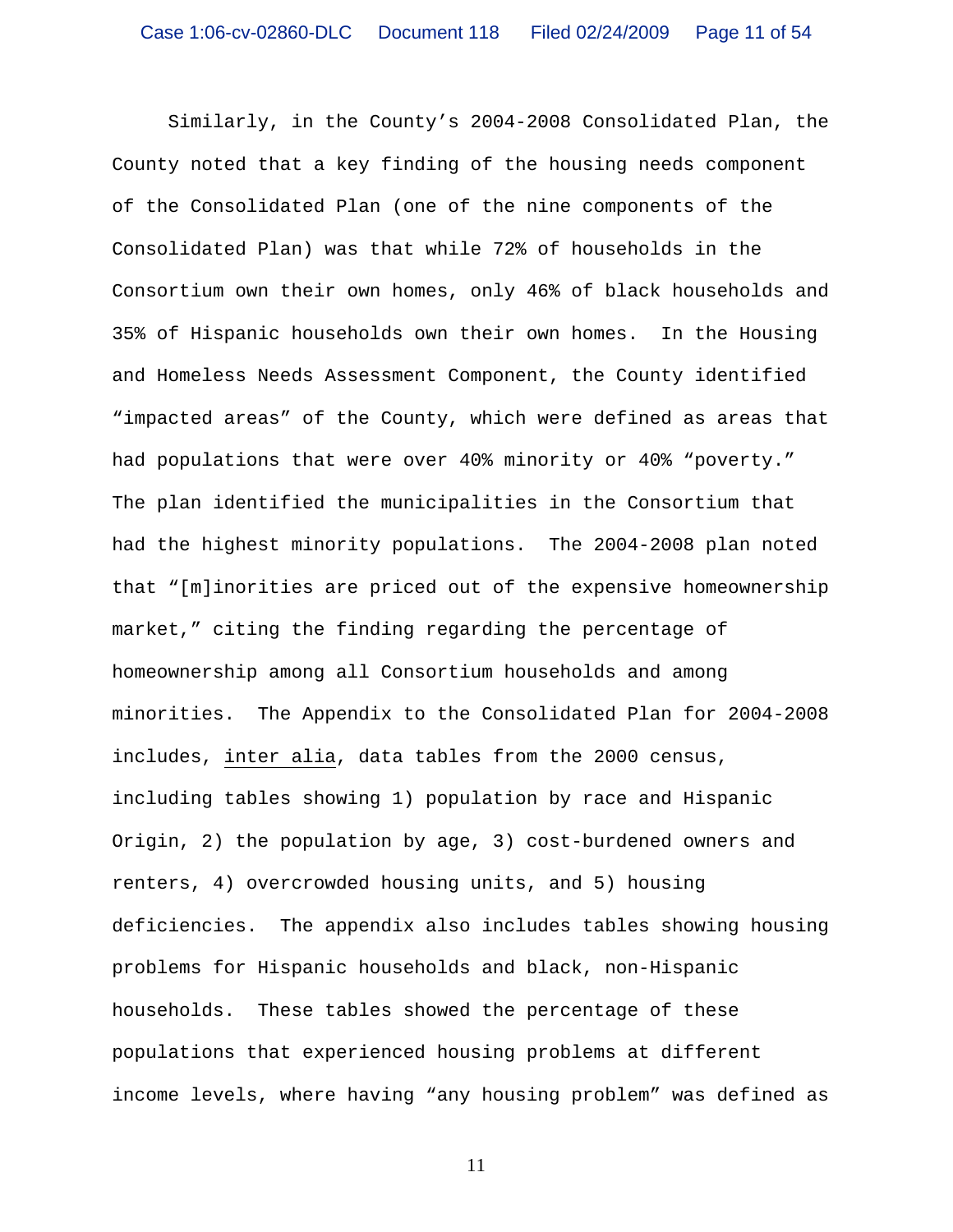Similarly, in the County's 2004-2008 Consolidated Plan, the County noted that a key finding of the housing needs component of the Consolidated Plan (one of the nine components of the Consolidated Plan) was that while 72% of households in the Consortium own their own homes, only 46% of black households and 35% of Hispanic households own their own homes. In the Housing and Homeless Needs Assessment Component, the County identified "impacted areas" of the County, which were defined as areas that had populations that were over 40% minority or 40% "poverty." The plan identified the municipalities in the Consortium that had the highest minority populations. The 2004-2008 plan noted that "[m]inorities are priced out of the expensive homeownership market," citing the finding regarding the percentage of homeownership among all Consortium households and among minorities. The Appendix to the Consolidated Plan for 2004-2008 includes, inter alia, data tables from the 2000 census, including tables showing 1) population by race and Hispanic Origin, 2) the population by age, 3) cost-burdened owners and renters, 4) overcrowded housing units, and 5) housing deficiencies. The appendix also includes tables showing housing problems for Hispanic households and black, non-Hispanic households. These tables showed the percentage of these populations that experienced housing problems at different income levels, where having "any housing problem" was defined as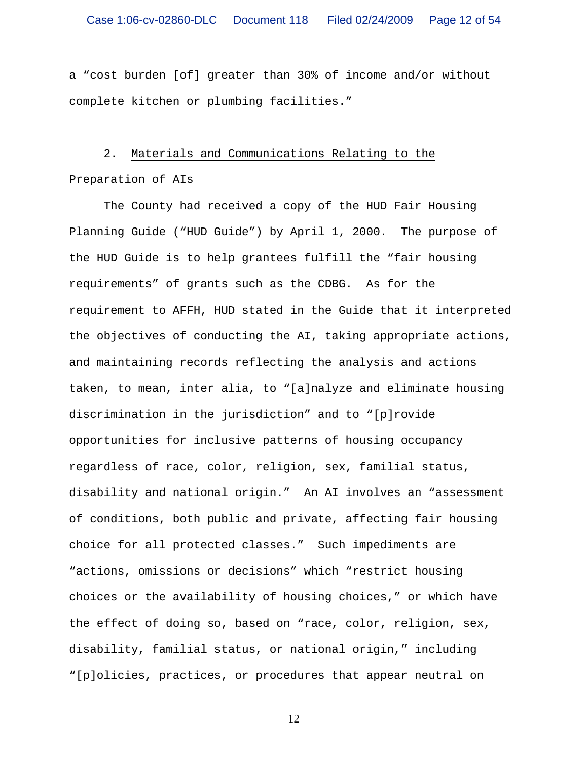a "cost burden [of] greater than 30% of income and/or without complete kitchen or plumbing facilities."

2. Materials and Communications Relating to the Preparation of AIs

The County had received a copy of the HUD Fair Housing Planning Guide ("HUD Guide") by April 1, 2000. The purpose of the HUD Guide is to help grantees fulfill the "fair housing requirements" of grants such as the CDBG. As for the requirement to AFFH, HUD stated in the Guide that it interpreted the objectives of conducting the AI, taking appropriate actions, and maintaining records reflecting the analysis and actions taken, to mean, *inter alia*, to "[a]nalyze and eliminate housing discrimination in the jurisdiction" and to "[p]rovide opportunities for inclusive patterns of housing occupancy regardless of race, color, religion, sex, familial status, disability and national origin." An AI involves an "assessment of conditions, both public and private, affecting fair housing choice for all protected classes." Such impediments are "actions, omissions or decisions" which "restrict housing choices or the availability of housing choices," or which have the effect of doing so, based on "race, color, religion, sex, disability, familial status, or national origin," including "[p]olicies, practices, or procedures that appear neutral on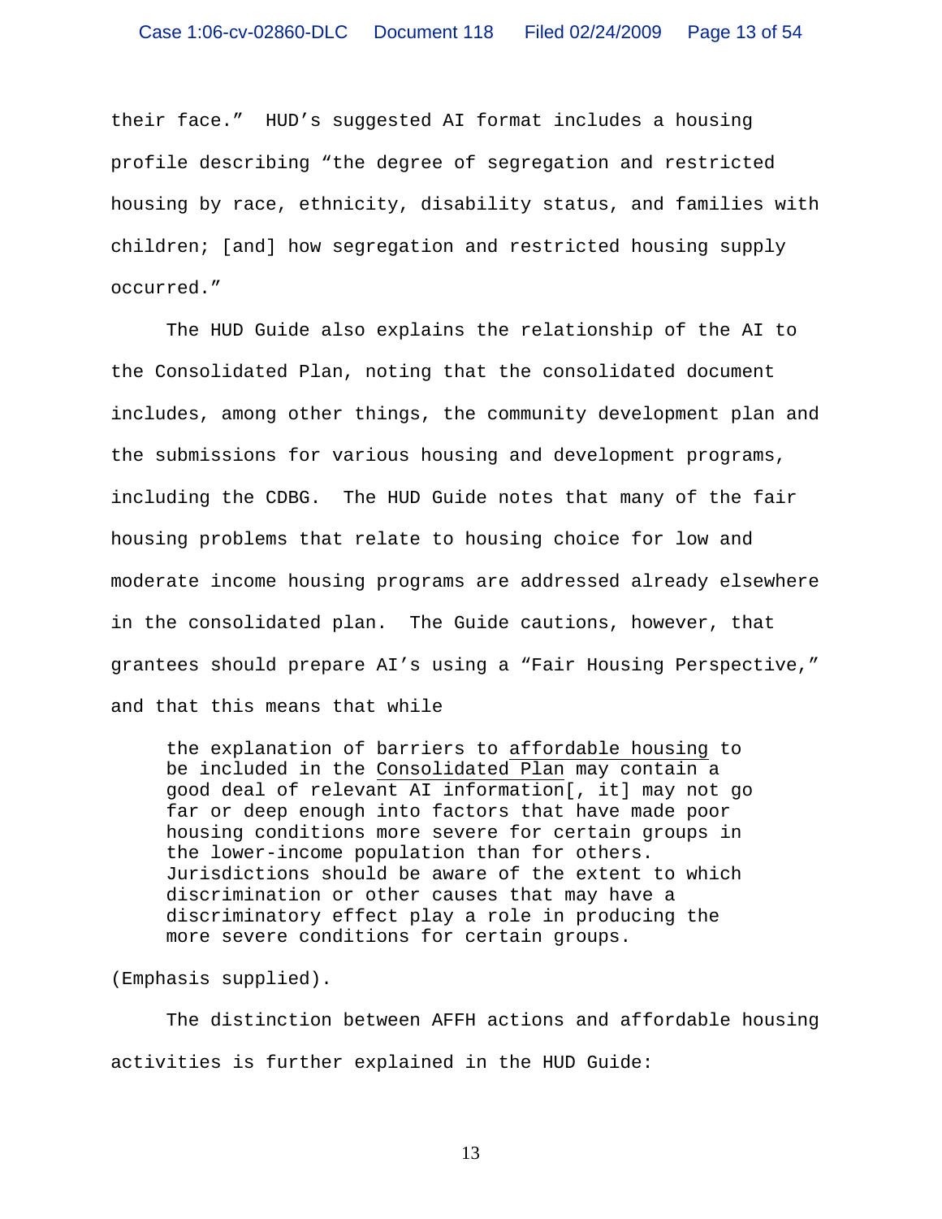their face." HUD's suggested AI format includes a housing profile describing "the degree of segregation and restricted housing by race, ethnicity, disability status, and families with children; [and] how segregation and restricted housing supply occurred."

The HUD Guide also explains the relationship of the AI to the Consolidated Plan, noting that the consolidated document includes, among other things, the community development plan and the submissions for various housing and development programs, including the CDBG. The HUD Guide notes that many of the fair housing problems that relate to housing choice for low and moderate income housing programs are addressed already elsewhere in the consolidated plan. The Guide cautions, however, that grantees should prepare AI's using a "Fair Housing Perspective," and that this means that while

> the explanation of barriers to <u>affordable housing</u> to be included in the <u>Consolidated Plan</u> may contain a good deal of relevant AI information[, it] may not go far or deep enough into factors that have made poor housing conditions more severe for certain groups in the lower-income population than for others. Jurisdictions should be aware of the extent to which discrimination or other causes that may have a discriminatory effect play a role in producing the more severe conditions for certain groups.

(Emphasis supplied).

The distinction between AFFH actions and affordable housing activities is further explained in the HUD Guide: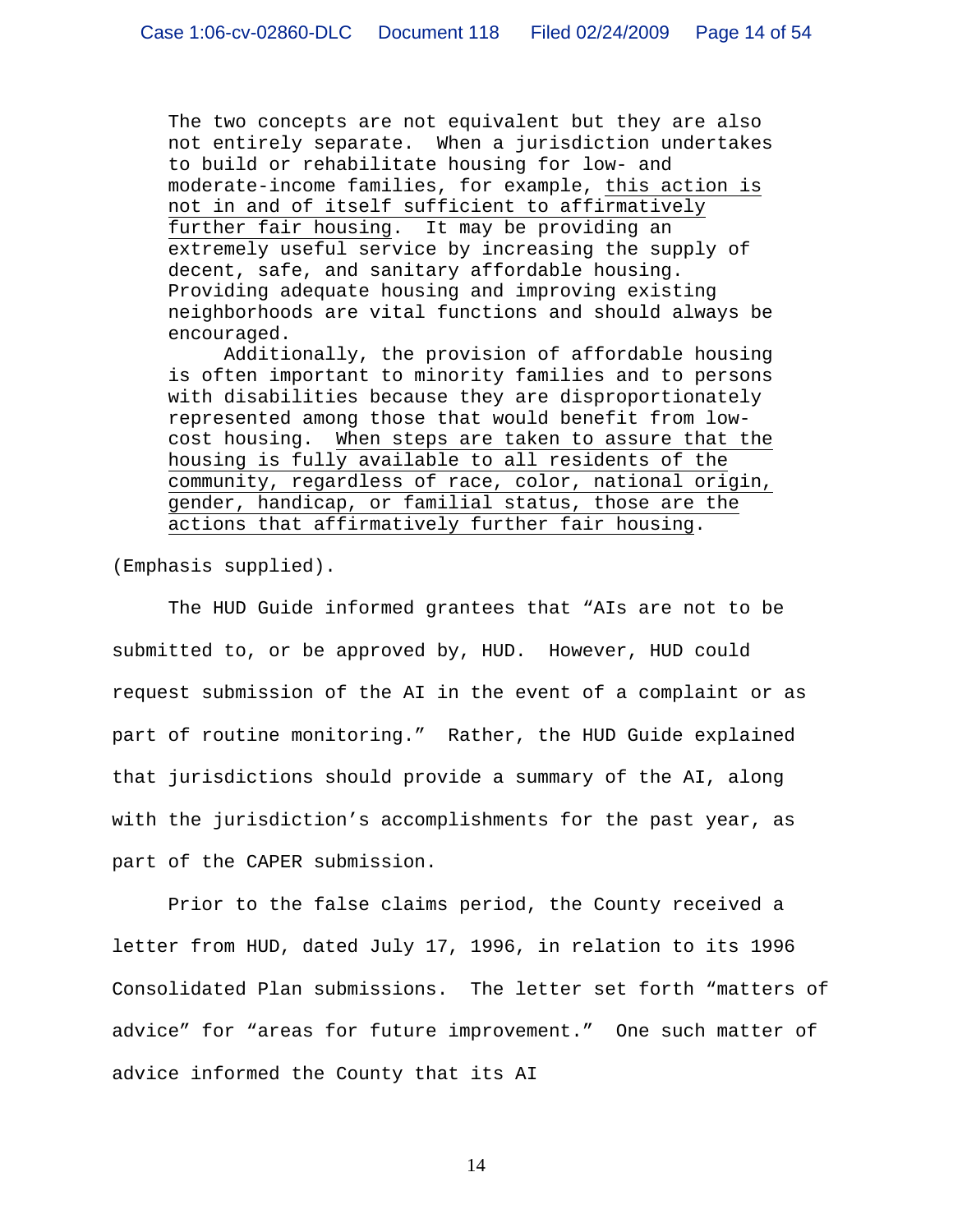> The two concepts are not equivalent but they are also not entirely separate. When a jurisdiction undertakes to build or rehabilitate housing for low- and moderate-income families, for example, <u>this action is not in and of itself sufficient to affirmatively further fair housing</u>. It may be providing an extremely useful service by increasing the supply of decent, safe, and sanitary affordable housing. Providing adequate housing and improving existing neighborhoods are vital functions and should always be encouraged.
>
> Additionally, the provision of affordable housing is often important to minority families and to persons with disabilities because they are disproportionately represented among those that would benefit from low-cost housing. <u>When steps are taken to assure that the housing is fully available to all residents of the community, regardless of race, color, national origin, gender, handicap, or familial status, those are the actions that affirmatively further fair housing</u>.

(Emphasis supplied).

The HUD Guide informed grantees that "AIs are not to be submitted to, or be approved by, HUD. However, HUD could request submission of the AI in the event of a complaint or as part of routine monitoring." Rather, the HUD Guide explained that jurisdictions should provide a summary of the AI, along with the jurisdiction's accomplishments for the past year, as part of the CAPER submission.

Prior to the false claims period, the County received a letter from HUD, dated July 17, 1996, in relation to its 1996 Consolidated Plan submissions. The letter set forth "matters of advice" for "areas for future improvement." One such matter of advice informed the County that its AI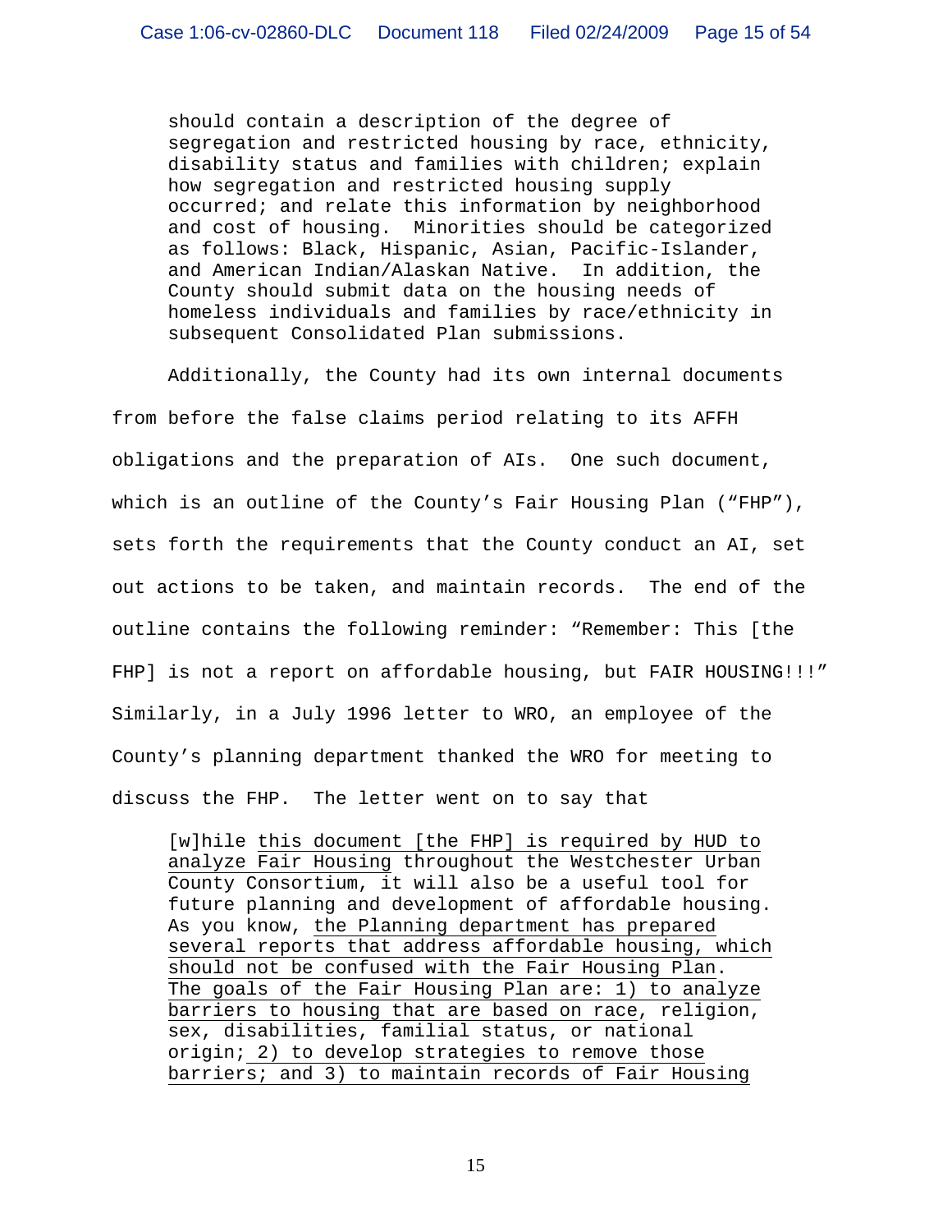> should contain a description of the degree of segregation and restricted housing by race, ethnicity, disability status and families with children; explain how segregation and restricted housing supply occurred; and relate this information by neighborhood and cost of housing. Minorities should be categorized as follows: Black, Hispanic, Asian, Pacific-Islander, and American Indian/Alaskan Native. In addition, the County should submit data on the housing needs of homeless individuals and families by race/ethnicity in subsequent Consolidated Plan submissions.

Additionally, the County had its own internal documents from before the false claims period relating to its AFFH obligations and the preparation of AIs. One such document, which is an outline of the County's Fair Housing Plan ("FHP"), sets forth the requirements that the County conduct an AI, set out actions to be taken, and maintain records. The end of the outline contains the following reminder: "Remember: This [the FHP] is not a report on affordable housing, but FAIR HOUSING!!!" Similarly, in a July 1996 letter to WRO, an employee of the County's planning department thanked the WRO for meeting to discuss the FHP. The letter went on to say that

> [w]hile <u>this document [the FHP] is required by HUD to analyze Fair Housing</u> throughout the Westchester Urban County Consortium, it will also be a useful tool for future planning and development of affordable housing. As you know, <u>the Planning department has prepared several reports that address affordable housing, which should not be confused with the Fair Housing Plan. The goals of the Fair Housing Plan are: 1) to analyze barriers to housing that are based on race</u>, religion, sex, disabilities, familial status, or national origin;<u> 2) to develop strategies to remove those barriers; and 3) to maintain records of Fair Housing</u>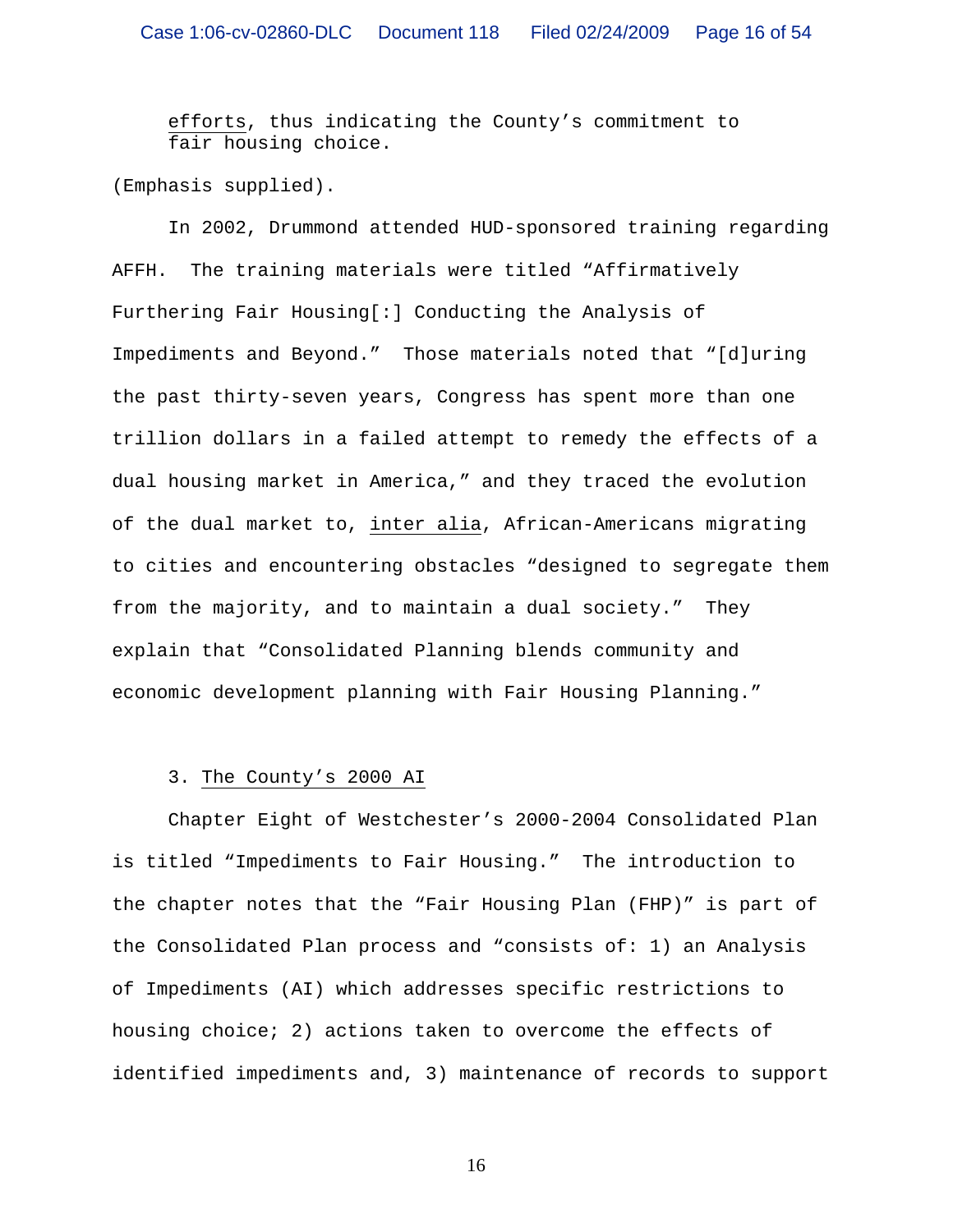efforts, thus indicating the County's commitment to fair housing choice.

(Emphasis supplied).

In 2002, Drummond attended HUD-sponsored training regarding AFFH. The training materials were titled "Affirmatively Furthering Fair Housing[:] Conducting the Analysis of Impediments and Beyond." Those materials noted that "[d]uring the past thirty-seven years, Congress has spent more than one trillion dollars in a failed attempt to remedy the effects of a dual housing market in America," and they traced the evolution of the dual market to, inter alia, African-Americans migrating to cities and encountering obstacles "designed to segregate them from the majority, and to maintain a dual society." They explain that "Consolidated Planning blends community and economic development planning with Fair Housing Planning."

### 3. The County's 2000 AI

Chapter Eight of Westchester's 2000-2004 Consolidated Plan is titled "Impediments to Fair Housing." The introduction to the chapter notes that the "Fair Housing Plan (FHP)" is part of the Consolidated Plan process and "consists of: 1) an Analysis of Impediments (AI) which addresses specific restrictions to housing choice; 2) actions taken to overcome the effects of identified impediments and, 3) maintenance of records to support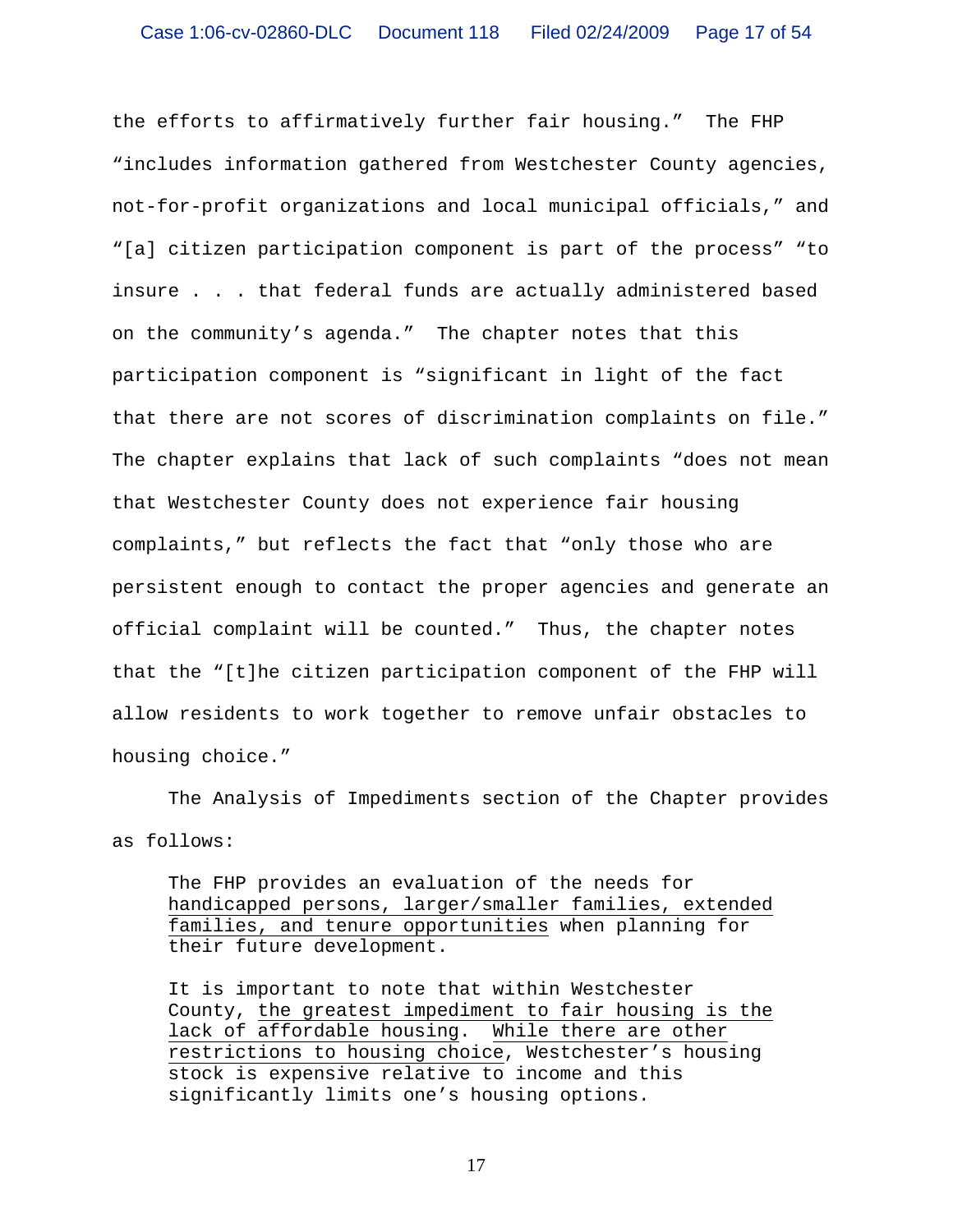the efforts to affirmatively further fair housing." The FHP "includes information gathered from Westchester County agencies, not-for-profit organizations and local municipal officials," and "[a] citizen participation component is part of the process" "to insure . . . that federal funds are actually administered based on the community's agenda." The chapter notes that this participation component is "significant in light of the fact that there are not scores of discrimination complaints on file." The chapter explains that lack of such complaints "does not mean that Westchester County does not experience fair housing complaints," but reflects the fact that "only those who are persistent enough to contact the proper agencies and generate an official complaint will be counted." Thus, the chapter notes that the "[t]he citizen participation component of the FHP will allow residents to work together to remove unfair obstacles to housing choice."

The Analysis of Impediments section of the Chapter provides as follows:

> The FHP provides an evaluation of the needs for <u>handicapped persons, larger/smaller families, extended families, and tenure opportunities</u> when planning for their future development.
>
> It is important to note that within Westchester County, <u>the greatest impediment to fair housing is the lack of affordable housing</u>. <u>While there are other restrictions to housing choice</u>, Westchester's housing stock is expensive relative to income and this significantly limits one's housing options.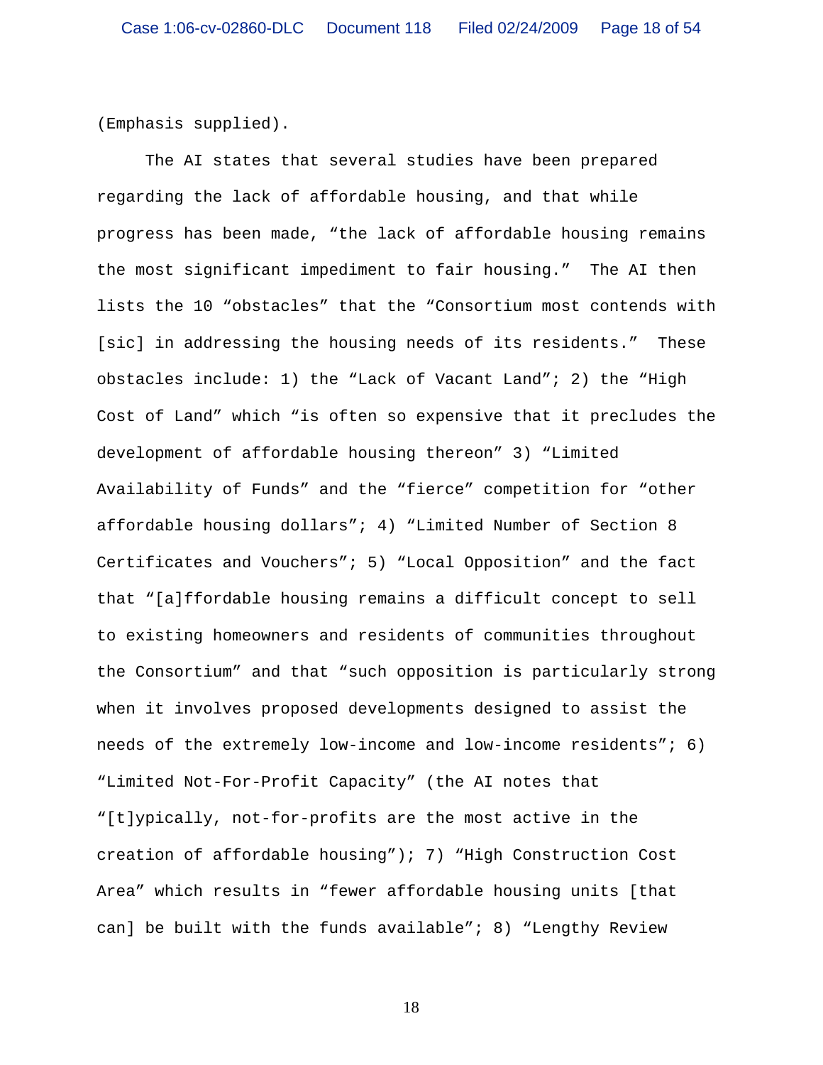(Emphasis supplied).

The AI states that several studies have been prepared regarding the lack of affordable housing, and that while progress has been made, "the lack of affordable housing remains the most significant impediment to fair housing." The AI then lists the 10 "obstacles" that the "Consortium most contends with [sic] in addressing the housing needs of its residents." These obstacles include: 1) the "Lack of Vacant Land"; 2) the "High Cost of Land" which "is often so expensive that it precludes the development of affordable housing thereon" 3) "Limited Availability of Funds" and the "fierce" competition for "other affordable housing dollars"; 4) "Limited Number of Section 8 Certificates and Vouchers"; 5) "Local Opposition" and the fact that "[a]ffordable housing remains a difficult concept to sell to existing homeowners and residents of communities throughout the Consortium" and that "such opposition is particularly strong when it involves proposed developments designed to assist the needs of the extremely low-income and low-income residents"; 6) "Limited Not-For-Profit Capacity" (the AI notes that "[t]ypically, not-for-profits are the most active in the creation of affordable housing"); 7) "High Construction Cost Area" which results in "fewer affordable housing units [that can] be built with the funds available"; 8) "Lengthy Review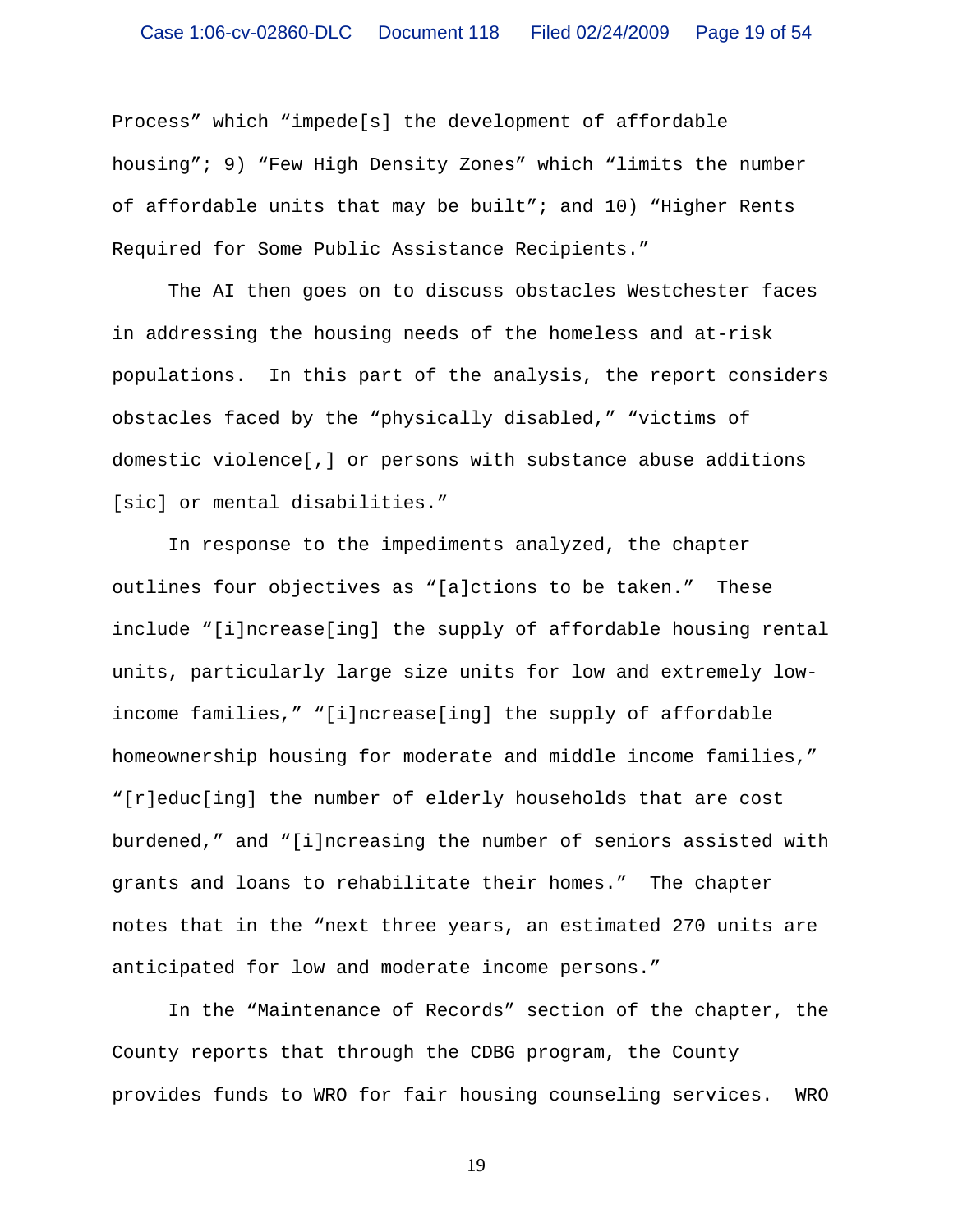Process" which "impede[s] the development of affordable housing"; 9) "Few High Density Zones" which "limits the number of affordable units that may be built"; and 10) "Higher Rents Required for Some Public Assistance Recipients."

The AI then goes on to discuss obstacles Westchester faces in addressing the housing needs of the homeless and at-risk populations. In this part of the analysis, the report considers obstacles faced by the "physically disabled," "victims of domestic violence[,] or persons with substance abuse additions [sic] or mental disabilities."

In response to the impediments analyzed, the chapter outlines four objectives as "[a]ctions to be taken." These include "[i]ncrease[ing] the supply of affordable housing rental units, particularly large size units for low and extremely low-income families," "[i]ncrease[ing] the supply of affordable homeownership housing for moderate and middle income families," "[r]educ[ing] the number of elderly households that are cost burdened," and "[i]ncreasing the number of seniors assisted with grants and loans to rehabilitate their homes." The chapter notes that in the "next three years, an estimated 270 units are anticipated for low and moderate income persons."

In the "Maintenance of Records" section of the chapter, the County reports that through the CDBG program, the County provides funds to WRO for fair housing counseling services. WRO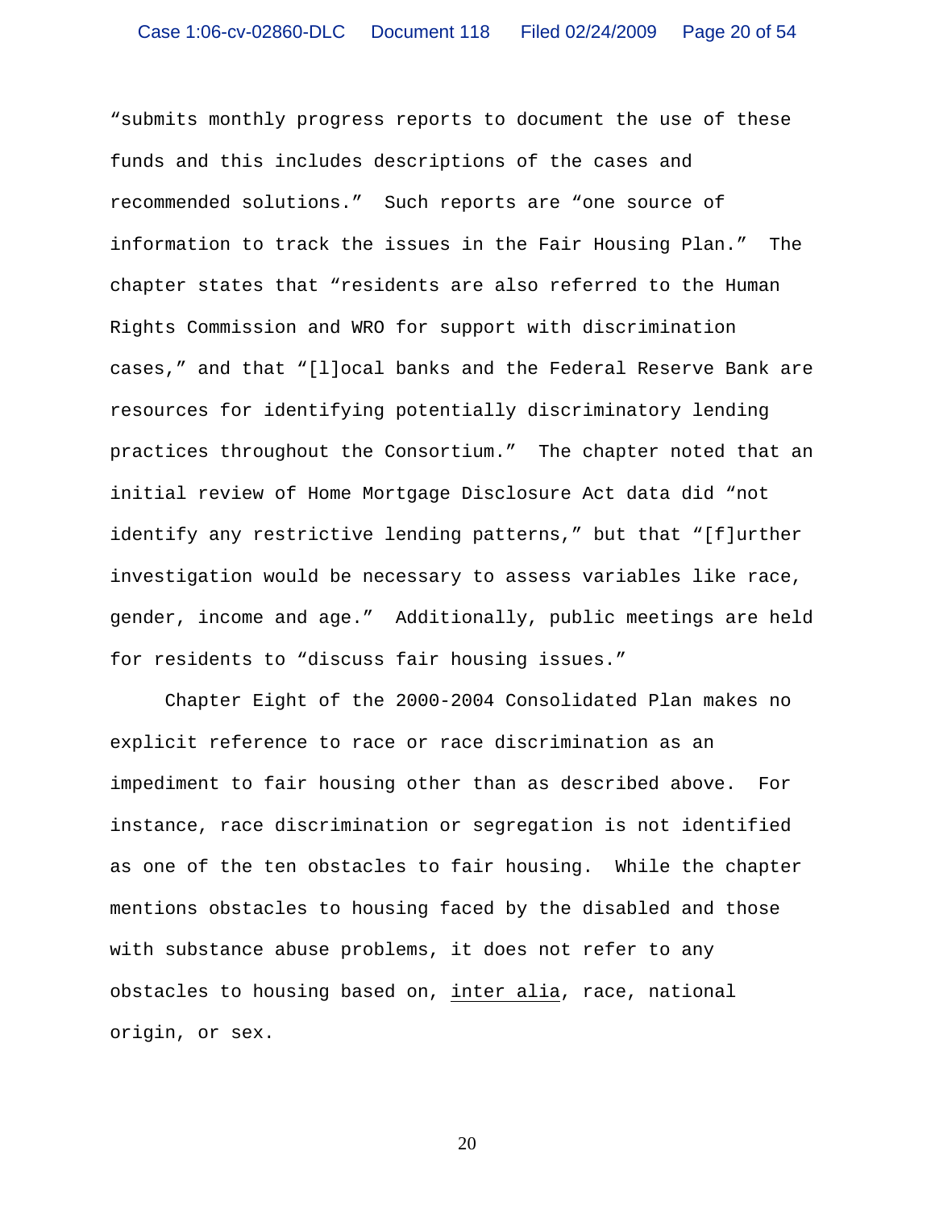"submits monthly progress reports to document the use of these funds and this includes descriptions of the cases and recommended solutions." Such reports are "one source of information to track the issues in the Fair Housing Plan." The chapter states that "residents are also referred to the Human Rights Commission and WRO for support with discrimination cases," and that "[l]ocal banks and the Federal Reserve Bank are resources for identifying potentially discriminatory lending practices throughout the Consortium." The chapter noted that an initial review of Home Mortgage Disclosure Act data did "not identify any restrictive lending patterns," but that "[f]urther investigation would be necessary to assess variables like race, gender, income and age." Additionally, public meetings are held for residents to "discuss fair housing issues."

Chapter Eight of the 2000-2004 Consolidated Plan makes no explicit reference to race or race discrimination as an impediment to fair housing other than as described above. For instance, race discrimination or segregation is not identified as one of the ten obstacles to fair housing. While the chapter mentions obstacles to housing faced by the disabled and those with substance abuse problems, it does not refer to any obstacles to housing based on, inter alia, race, national origin, or sex.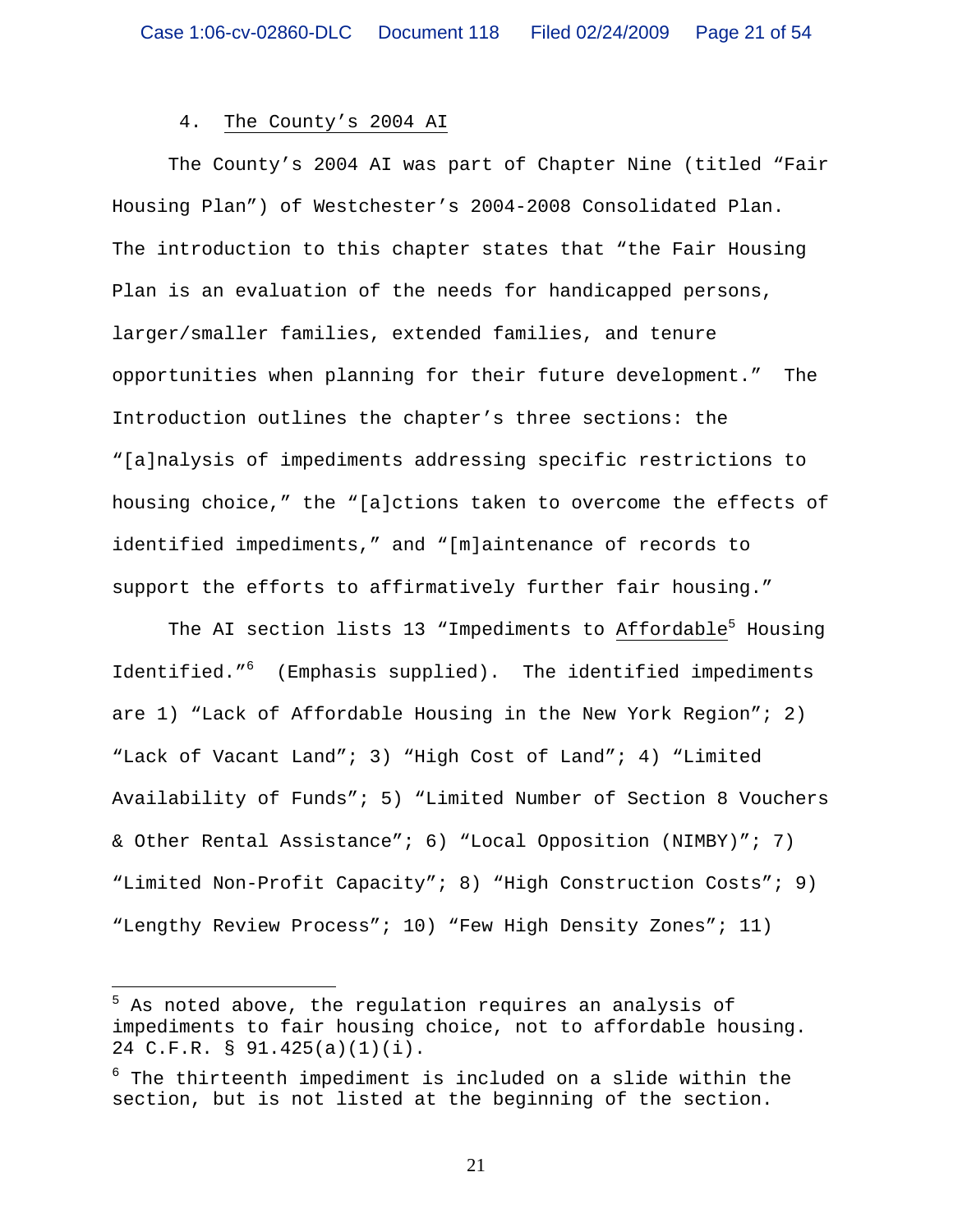4. <u>The County's 2004 AI</u>

The County's 2004 AI was part of Chapter Nine (titled "Fair Housing Plan") of Westchester's 2004-2008 Consolidated Plan. The introduction to this chapter states that "the Fair Housing Plan is an evaluation of the needs for handicapped persons, larger/smaller families, extended families, and tenure opportunities when planning for their future development." The Introduction outlines the chapter's three sections: the "[a]nalysis of impediments addressing specific restrictions to housing choice," the "[a]ctions taken to overcome the effects of identified impediments," and "[m]aintenance of records to support the efforts to affirmatively further fair housing."

The AI section lists 13 "Impediments to <u>Affordable</u>[5] Housing Identified."[6] (Emphasis supplied). The identified impediments are 1) "Lack of Affordable Housing in the New York Region"; 2) "Lack of Vacant Land"; 3) "High Cost of Land"; 4) "Limited Availability of Funds"; 5) "Limited Number of Section 8 Vouchers & Other Rental Assistance"; 6) "Local Opposition (NIMBY)"; 7) "Limited Non-Profit Capacity"; 8) "High Construction Costs"; 9) "Lengthy Review Process"; 10) "Few High Density Zones"; 11)

---

[5] As noted above, the regulation requires an analysis of impediments to fair housing choice, not to affordable housing. 24 C.F.R. § 91.425(a)(1)(i).

[6] The thirteenth impediment is included on a slide within the section, but is not listed at the beginning of the section.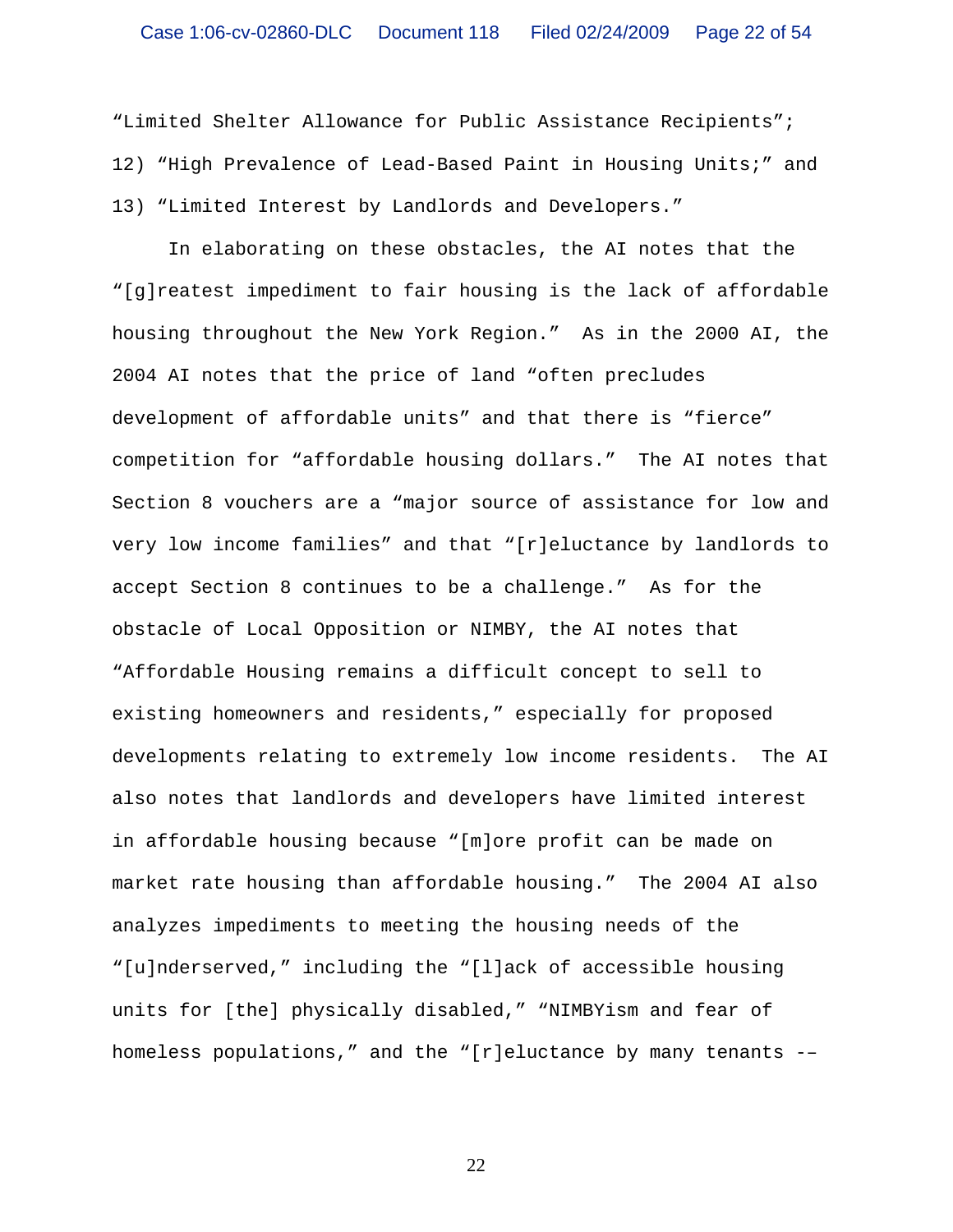"Limited Shelter Allowance for Public Assistance Recipients"; 12) "High Prevalence of Lead-Based Paint in Housing Units;" and 13) "Limited Interest by Landlords and Developers."

In elaborating on these obstacles, the AI notes that the "[g]reatest impediment to fair housing is the lack of affordable housing throughout the New York Region." As in the 2000 AI, the 2004 AI notes that the price of land "often precludes development of affordable units" and that there is "fierce" competition for "affordable housing dollars." The AI notes that Section 8 vouchers are a "major source of assistance for low and very low income families" and that "[r]eluctance by landlords to accept Section 8 continues to be a challenge." As for the obstacle of Local Opposition or NIMBY, the AI notes that "Affordable Housing remains a difficult concept to sell to existing homeowners and residents," especially for proposed developments relating to extremely low income residents. The AI also notes that landlords and developers have limited interest in affordable housing because "[m]ore profit can be made on market rate housing than affordable housing." The 2004 AI also analyzes impediments to meeting the housing needs of the "[u]nderserved," including the "[l]ack of accessible housing units for [the] physically disabled," "NIMBYism and fear of homeless populations," and the "[r]eluctance by many tenants --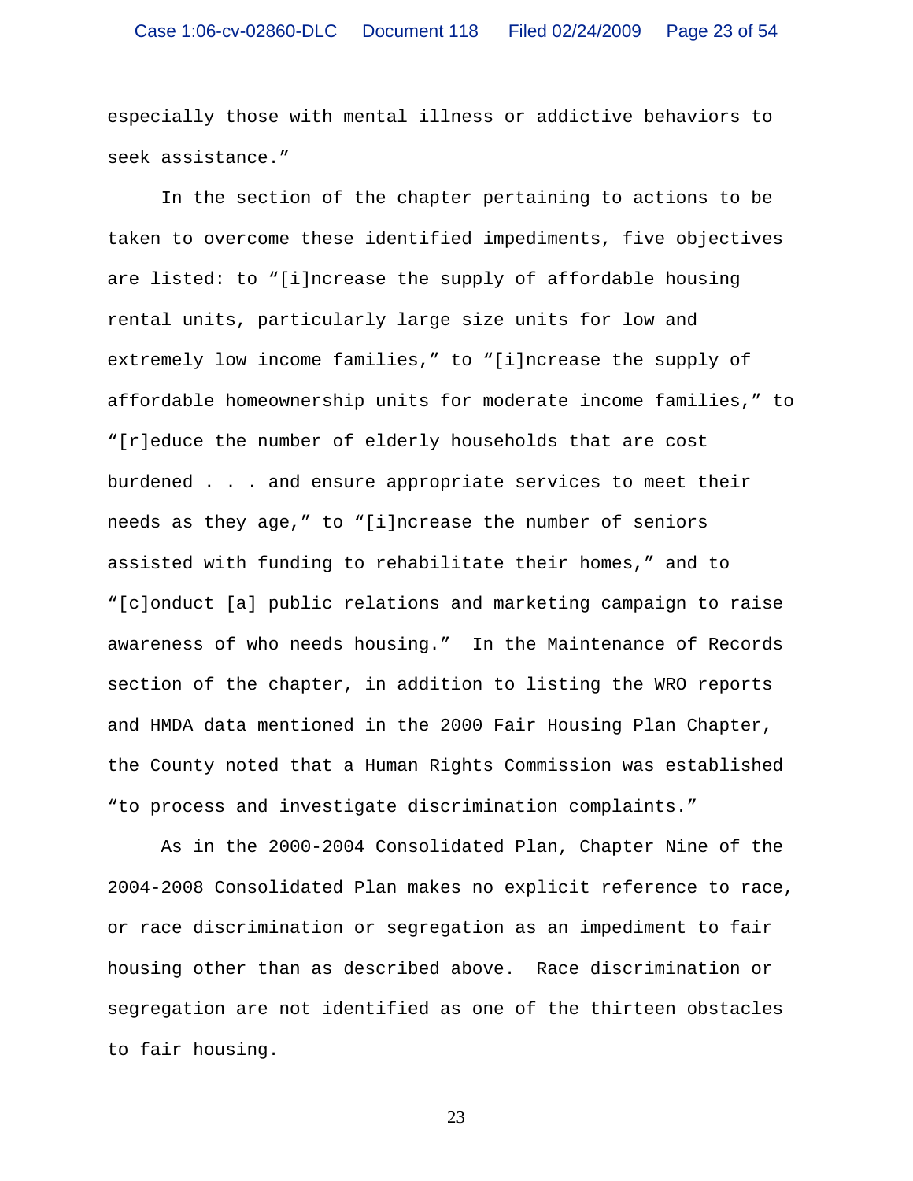especially those with mental illness or addictive behaviors to seek assistance."

In the section of the chapter pertaining to actions to be taken to overcome these identified impediments, five objectives are listed: to "[i]ncrease the supply of affordable housing rental units, particularly large size units for low and extremely low income families," to "[i]ncrease the supply of affordable homeownership units for moderate income families," to "[r]educe the number of elderly households that are cost burdened . . . and ensure appropriate services to meet their needs as they age," to "[i]ncrease the number of seniors assisted with funding to rehabilitate their homes," and to "[c]onduct [a] public relations and marketing campaign to raise awareness of who needs housing." In the Maintenance of Records section of the chapter, in addition to listing the WRO reports and HMDA data mentioned in the 2000 Fair Housing Plan Chapter, the County noted that a Human Rights Commission was established "to process and investigate discrimination complaints."

As in the 2000-2004 Consolidated Plan, Chapter Nine of the 2004-2008 Consolidated Plan makes no explicit reference to race, or race discrimination or segregation as an impediment to fair housing other than as described above. Race discrimination or segregation are not identified as one of the thirteen obstacles to fair housing.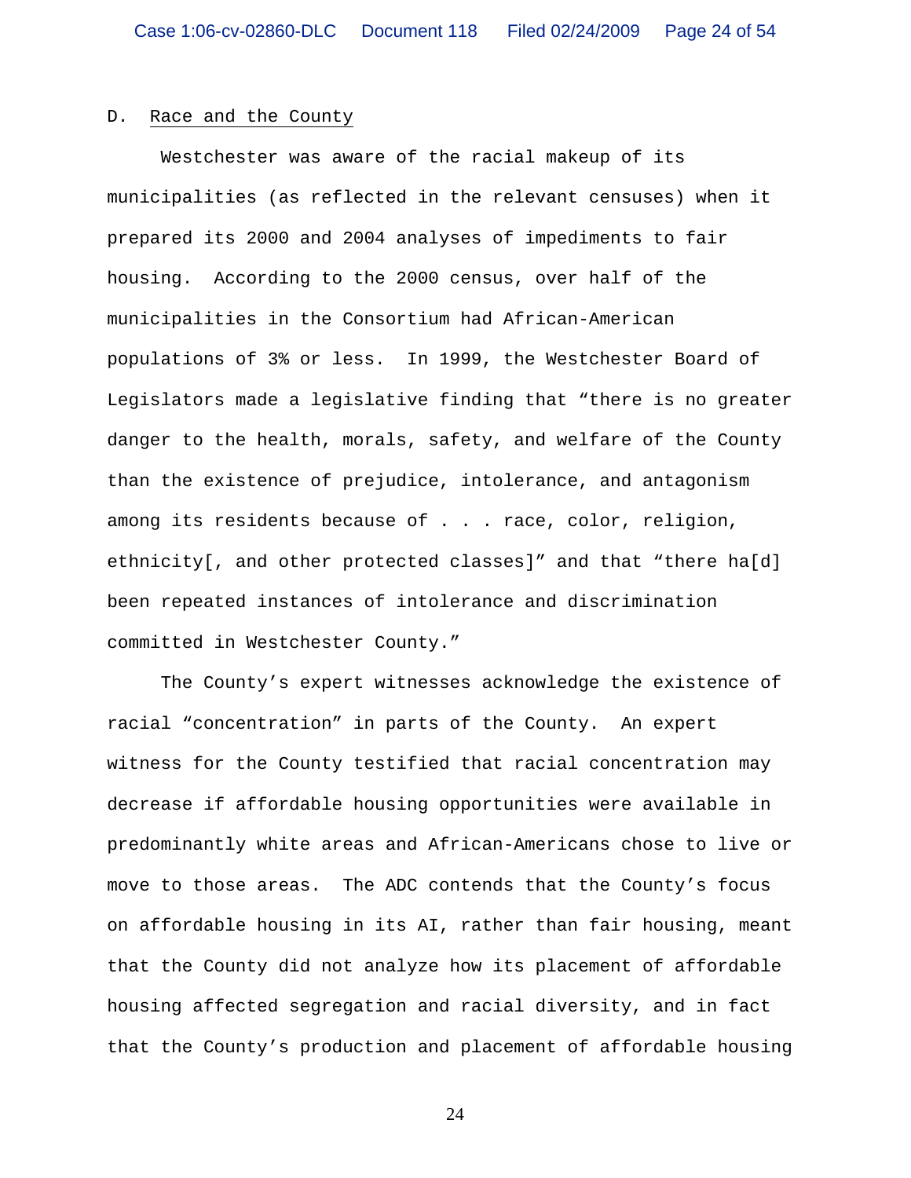D. <u>Race and the County</u>

Westchester was aware of the racial makeup of its municipalities (as reflected in the relevant censuses) when it prepared its 2000 and 2004 analyses of impediments to fair housing. According to the 2000 census, over half of the municipalities in the Consortium had African-American populations of 3% or less. In 1999, the Westchester Board of Legislators made a legislative finding that "there is no greater danger to the health, morals, safety, and welfare of the County than the existence of prejudice, intolerance, and antagonism among its residents because of . . . race, color, religion, ethnicity[, and other protected classes]" and that "there ha[d] been repeated instances of intolerance and discrimination committed in Westchester County."

The County's expert witnesses acknowledge the existence of racial "concentration" in parts of the County. An expert witness for the County testified that racial concentration may decrease if affordable housing opportunities were available in predominantly white areas and African-Americans chose to live or move to those areas. The ADC contends that the County's focus on affordable housing in its AI, rather than fair housing, meant that the County did not analyze how its placement of affordable housing affected segregation and racial diversity, and in fact that the County's production and placement of affordable housing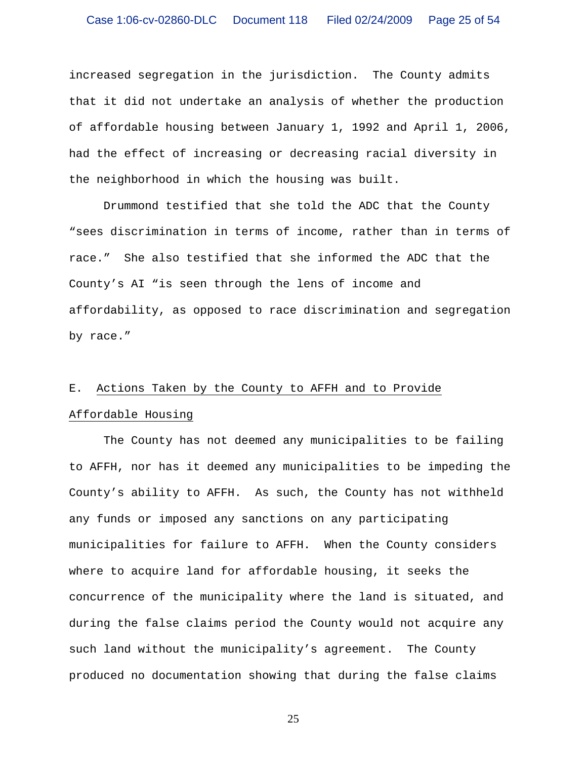increased segregation in the jurisdiction. The County admits that it did not undertake an analysis of whether the production of affordable housing between January 1, 1992 and April 1, 2006, had the effect of increasing or decreasing racial diversity in the neighborhood in which the housing was built.

Drummond testified that she told the ADC that the County "sees discrimination in terms of income, rather than in terms of race." She also testified that she informed the ADC that the County's AI "is seen through the lens of income and affordability, as opposed to race discrimination and segregation by race."

E. Actions Taken by the County to AFFH and to Provide Affordable Housing

The County has not deemed any municipalities to be failing to AFFH, nor has it deemed any municipalities to be impeding the County's ability to AFFH. As such, the County has not withheld any funds or imposed any sanctions on any participating municipalities for failure to AFFH. When the County considers where to acquire land for affordable housing, it seeks the concurrence of the municipality where the land is situated, and during the false claims period the County would not acquire any such land without the municipality's agreement. The County produced no documentation showing that during the false claims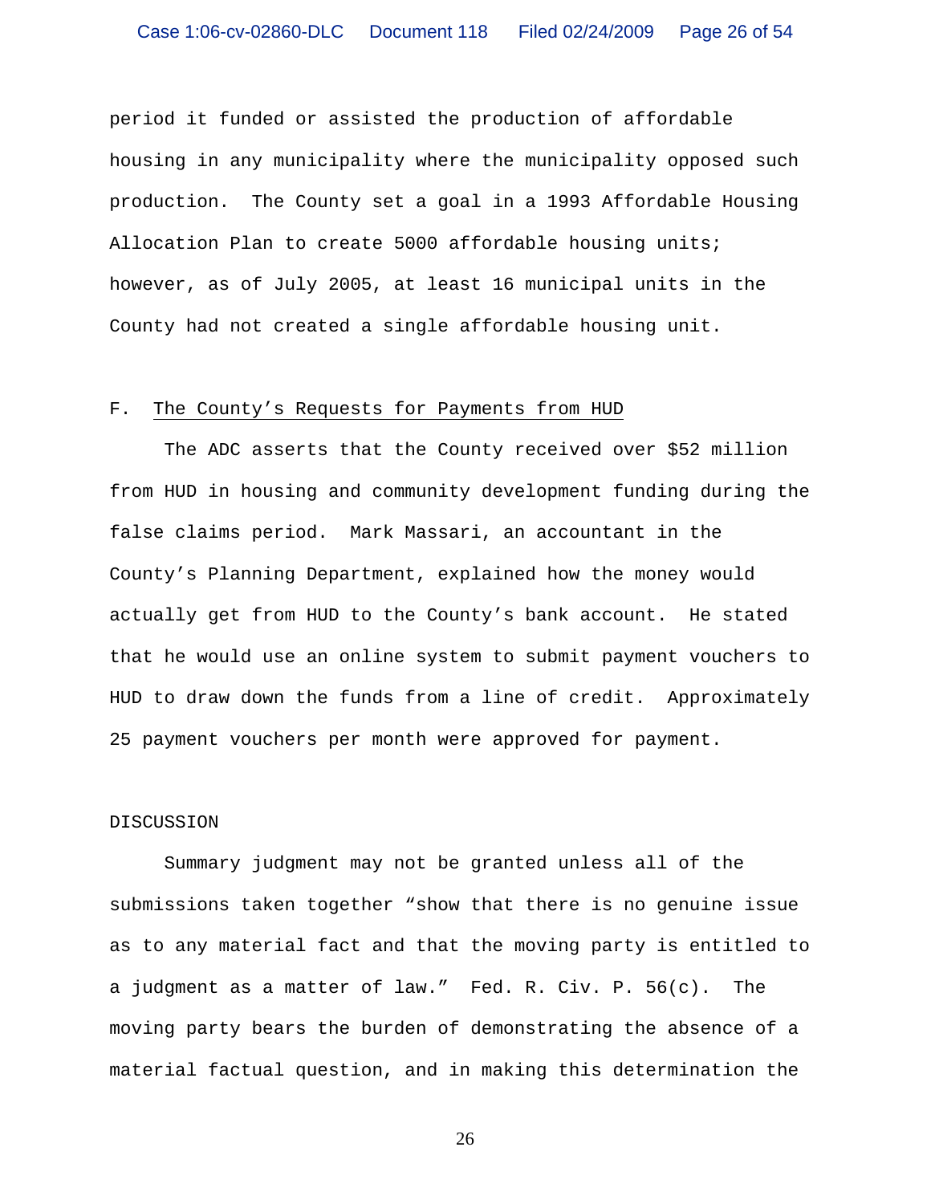period it funded or assisted the production of affordable housing in any municipality where the municipality opposed such production. The County set a goal in a 1993 Affordable Housing Allocation Plan to create 5000 affordable housing units; however, as of July 2005, at least 16 municipal units in the County had not created a single affordable housing unit.

### F. <u>The County's Requests for Payments from HUD</u>

The ADC asserts that the County received over $52 million from HUD in housing and community development funding during the false claims period. Mark Massari, an accountant in the County's Planning Department, explained how the money would actually get from HUD to the County's bank account. He stated that he would use an online system to submit payment vouchers to HUD to draw down the funds from a line of credit. Approximately 25 payment vouchers per month were approved for payment.

## DISCUSSION

Summary judgment may not be granted unless all of the submissions taken together "show that there is no genuine issue as to any material fact and that the moving party is entitled to a judgment as a matter of law." Fed. R. Civ. P. 56(c). The moving party bears the burden of demonstrating the absence of a material factual question, and in making this determination the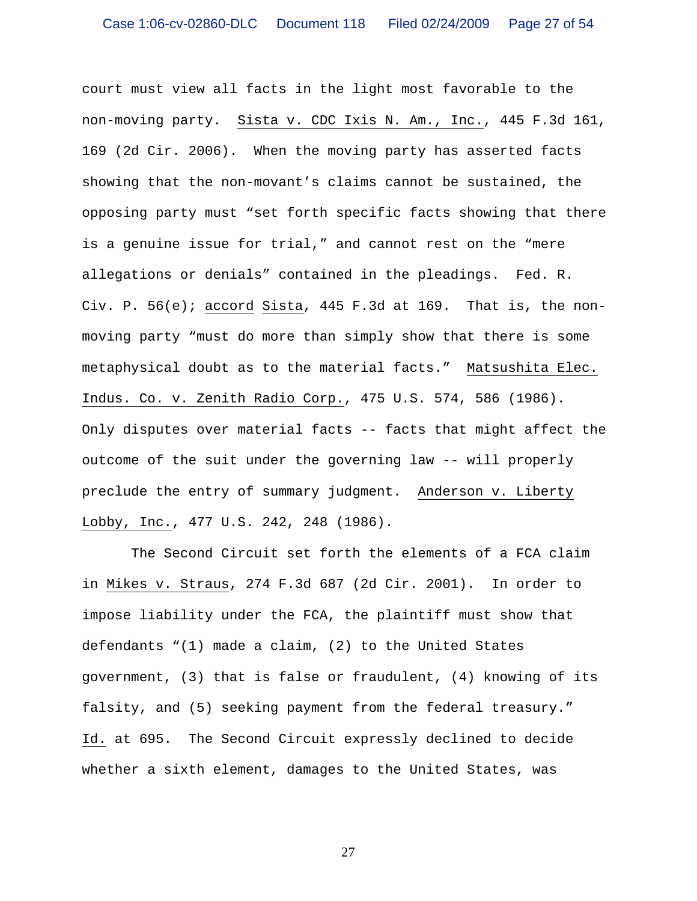court must view all facts in the light most favorable to the non-moving party. Sista v. CDC Ixis N. Am., Inc., 445 F.3d 161, 169 (2d Cir. 2006). When the moving party has asserted facts showing that the non-movant's claims cannot be sustained, the opposing party must "set forth specific facts showing that there is a genuine issue for trial," and cannot rest on the "mere allegations or denials" contained in the pleadings. Fed. R. Civ. P. 56(e); accord Sista, 445 F.3d at 169. That is, the non-moving party "must do more than simply show that there is some metaphysical doubt as to the material facts." Matsushita Elec. Indus. Co. v. Zenith Radio Corp., 475 U.S. 574, 586 (1986). Only disputes over material facts -- facts that might affect the outcome of the suit under the governing law -- will properly preclude the entry of summary judgment. Anderson v. Liberty Lobby, Inc., 477 U.S. 242, 248 (1986).

The Second Circuit set forth the elements of a FCA claim in Mikes v. Straus, 274 F.3d 687 (2d Cir. 2001). In order to impose liability under the FCA, the plaintiff must show that defendants "(1) made a claim, (2) to the United States government, (3) that is false or fraudulent, (4) knowing of its falsity, and (5) seeking payment from the federal treasury." Id. at 695. The Second Circuit expressly declined to decide whether a sixth element, damages to the United States, was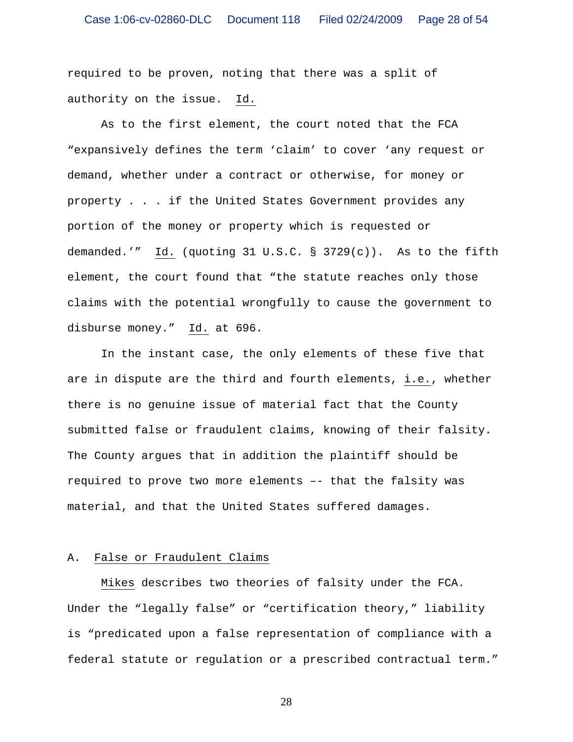required to be proven, noting that there was a split of authority on the issue. Id.

As to the first element, the court noted that the FCA "expansively defines the term 'claim' to cover 'any request or demand, whether under a contract or otherwise, for money or property . . . if the United States Government provides any portion of the money or property which is requested or demanded.'" Id. (quoting 31 U.S.C. § 3729(c)). As to the fifth element, the court found that "the statute reaches only those claims with the potential wrongfully to cause the government to disburse money." Id. at 696.

In the instant case, the only elements of these five that are in dispute are the third and fourth elements, i.e., whether there is no genuine issue of material fact that the County submitted false or fraudulent claims, knowing of their falsity. The County argues that in addition the plaintiff should be required to prove two more elements –– that the falsity was material, and that the United States suffered damages.

## A. False or Fraudulent Claims

Mikes describes two theories of falsity under the FCA. Under the "legally false" or "certification theory," liability is "predicated upon a false representation of compliance with a federal statute or regulation or a prescribed contractual term."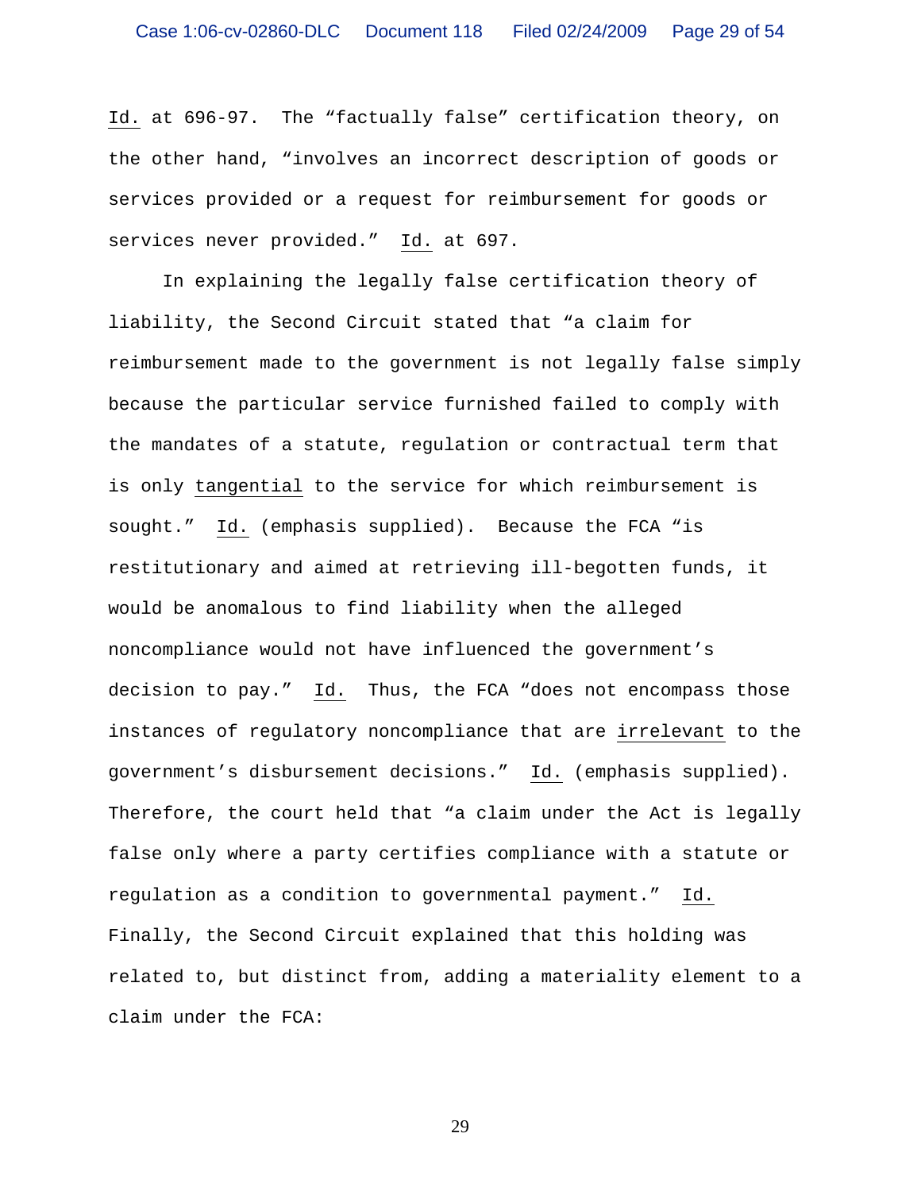Id. at 696-97. The "factually false" certification theory, on the other hand, "involves an incorrect description of goods or services provided or a request for reimbursement for goods or services never provided." Id. at 697.

In explaining the legally false certification theory of liability, the Second Circuit stated that "a claim for reimbursement made to the government is not legally false simply because the particular service furnished failed to comply with the mandates of a statute, regulation or contractual term that is only tangential to the service for which reimbursement is sought." Id. (emphasis supplied). Because the FCA "is restitutionary and aimed at retrieving ill-begotten funds, it would be anomalous to find liability when the alleged noncompliance would not have influenced the government's decision to pay." Id. Thus, the FCA "does not encompass those instances of regulatory noncompliance that are irrelevant to the government's disbursement decisions." Id. (emphasis supplied). Therefore, the court held that "a claim under the Act is legally false only where a party certifies compliance with a statute or regulation as a condition to governmental payment." Id. Finally, the Second Circuit explained that this holding was related to, but distinct from, adding a materiality element to a claim under the FCA: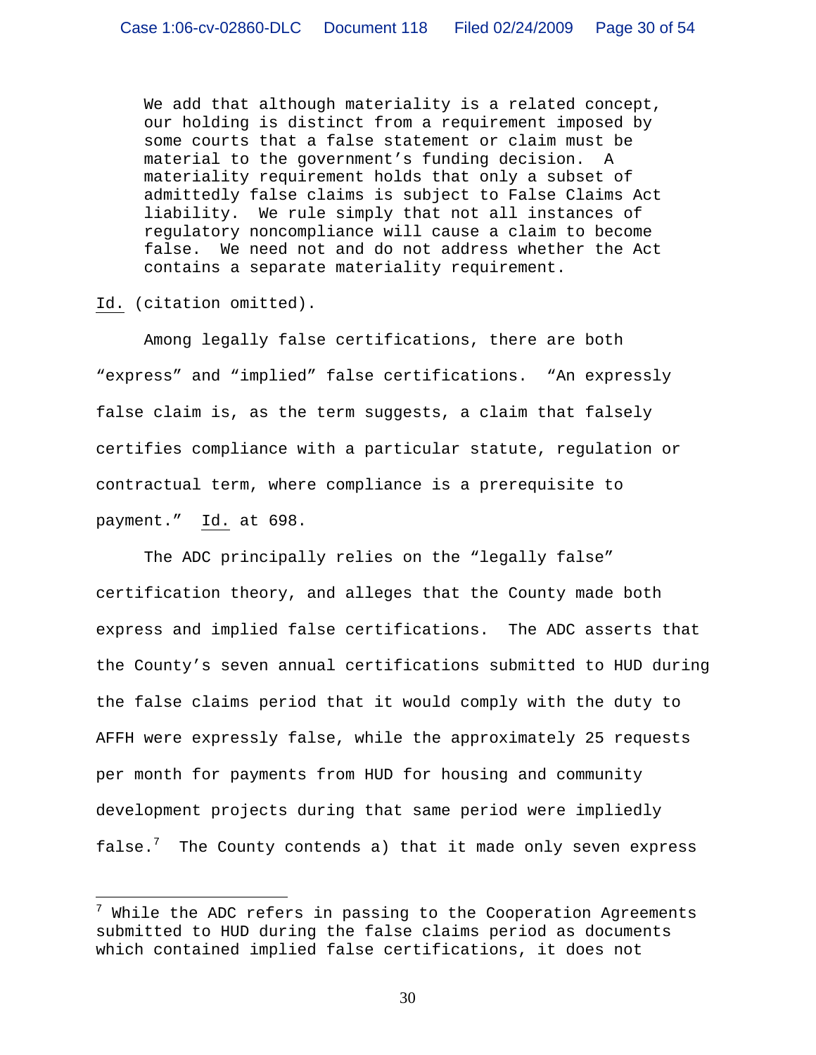> We add that although materiality is a related concept, our holding is distinct from a requirement imposed by some courts that a false statement or claim must be material to the government's funding decision. A materiality requirement holds that only a subset of admittedly false claims is subject to False Claims Act liability. We rule simply that not all instances of regulatory noncompliance will cause a claim to become false. We need not and do not address whether the Act contains a separate materiality requirement.

Id. (citation omitted).

Among legally false certifications, there are both "express" and "implied" false certifications. "An expressly false claim is, as the term suggests, a claim that falsely certifies compliance with a particular statute, regulation or contractual term, where compliance is a prerequisite to payment." Id. at 698.

The ADC principally relies on the "legally false" certification theory, and alleges that the County made both express and implied false certifications. The ADC asserts that the County's seven annual certifications submitted to HUD during the false claims period that it would comply with the duty to AFFH were expressly false, while the approximately 25 requests per month for payments from HUD for housing and community development projects during that same period were impliedly false.[7] The County contends a) that it made only seven express

[7] While the ADC refers in passing to the Cooperation Agreements submitted to HUD during the false claims period as documents which contained implied false certifications, it does not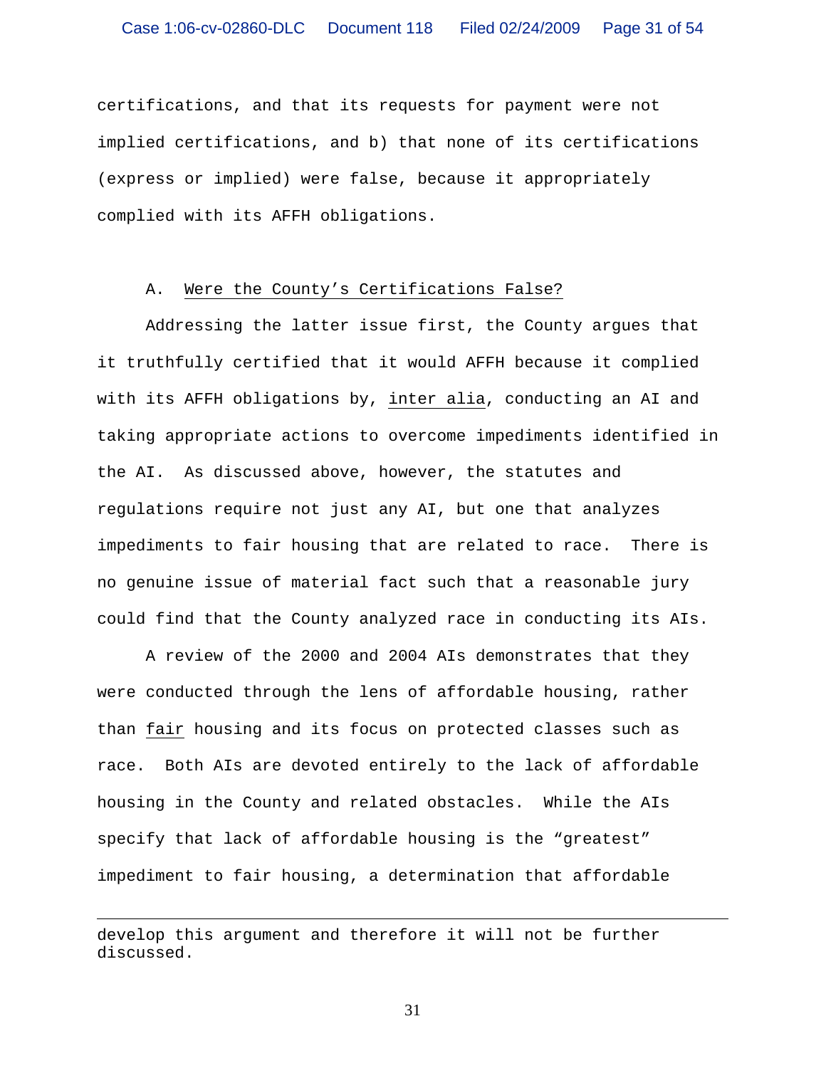certifications, and that its requests for payment were not implied certifications, and b) that none of its certifications (express or implied) were false, because it appropriately complied with its AFFH obligations.

A. Were the County's Certifications False?

Addressing the latter issue first, the County argues that it truthfully certified that it would AFFH because it complied with its AFFH obligations by, inter alia, conducting an AI and taking appropriate actions to overcome impediments identified in the AI. As discussed above, however, the statutes and regulations require not just any AI, but one that analyzes impediments to fair housing that are related to race. There is no genuine issue of material fact such that a reasonable jury could find that the County analyzed race in conducting its AIs.

A review of the 2000 and 2004 AIs demonstrates that they were conducted through the lens of affordable housing, rather than fair housing and its focus on protected classes such as race. Both AIs are devoted entirely to the lack of affordable housing in the County and related obstacles. While the AIs specify that lack of affordable housing is the "greatest" impediment to fair housing, a determination that affordable

---

develop this argument and therefore it will not be further discussed.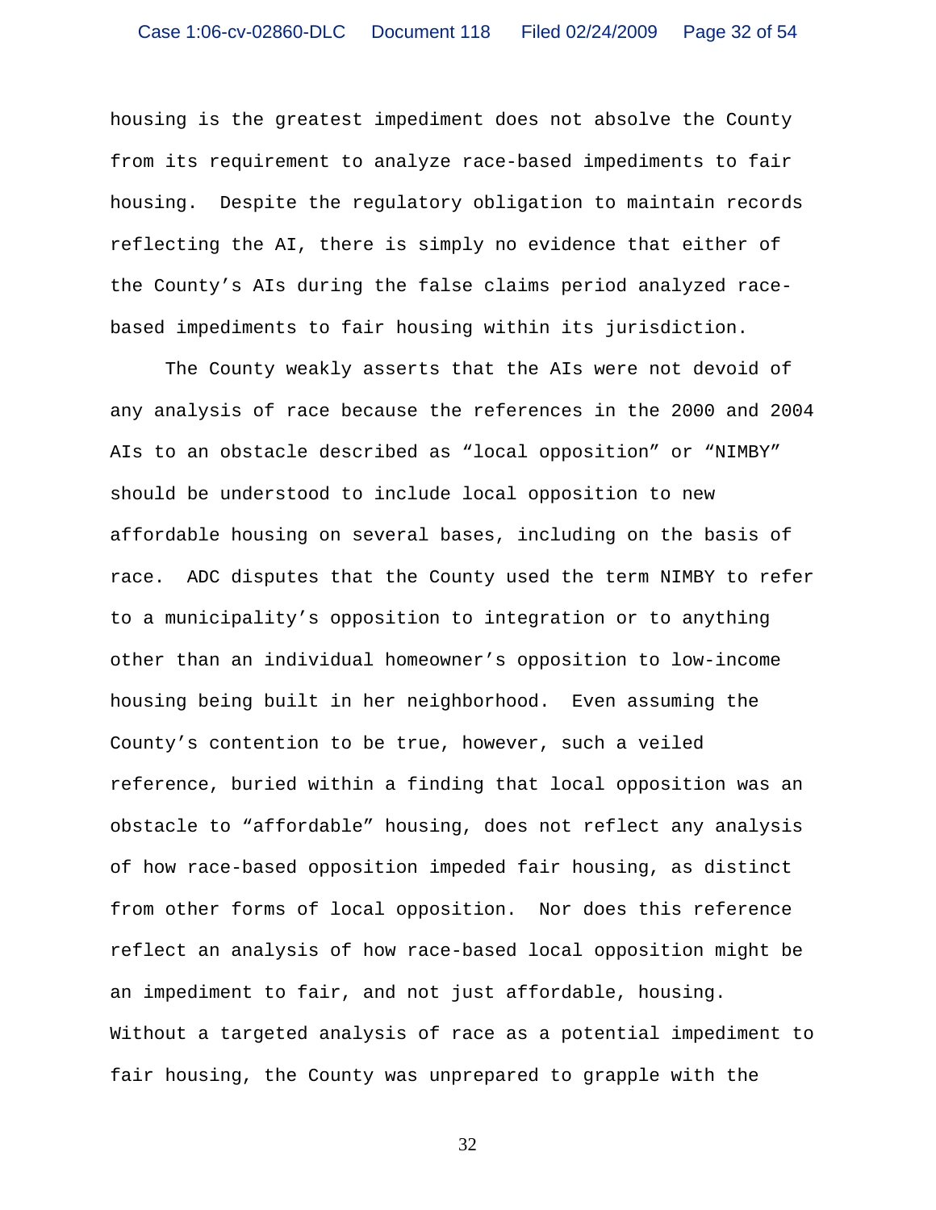housing is the greatest impediment does not absolve the County from its requirement to analyze race-based impediments to fair housing. Despite the regulatory obligation to maintain records reflecting the AI, there is simply no evidence that either of the County's AIs during the false claims period analyzed race-based impediments to fair housing within its jurisdiction.

The County weakly asserts that the AIs were not devoid of any analysis of race because the references in the 2000 and 2004 AIs to an obstacle described as "local opposition" or "NIMBY" should be understood to include local opposition to new affordable housing on several bases, including on the basis of race. ADC disputes that the County used the term NIMBY to refer to a municipality's opposition to integration or to anything other than an individual homeowner's opposition to low-income housing being built in her neighborhood. Even assuming the County's contention to be true, however, such a veiled reference, buried within a finding that local opposition was an obstacle to "affordable" housing, does not reflect any analysis of how race-based opposition impeded fair housing, as distinct from other forms of local opposition. Nor does this reference reflect an analysis of how race-based local opposition might be an impediment to fair, and not just affordable, housing. Without a targeted analysis of race as a potential impediment to fair housing, the County was unprepared to grapple with the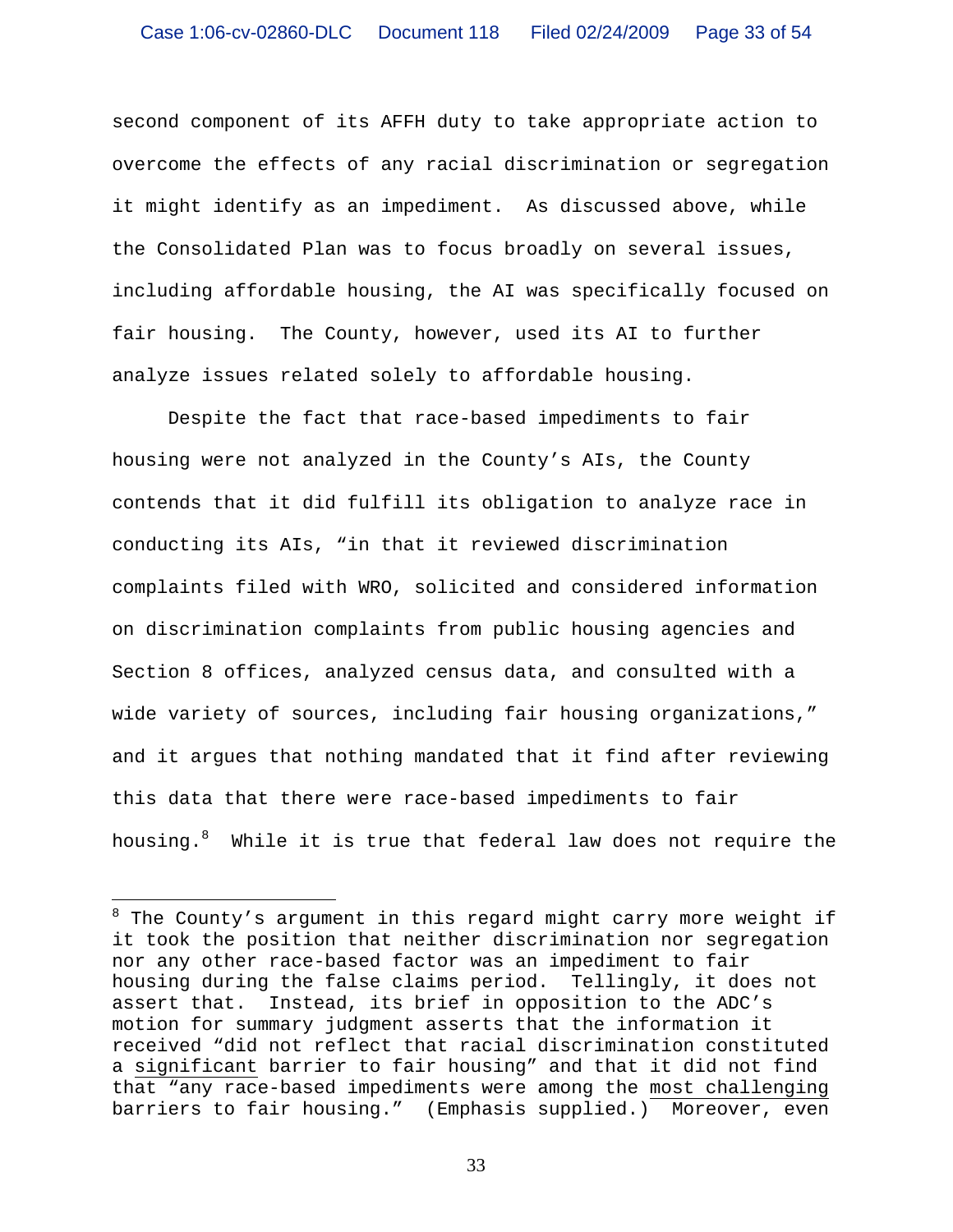second component of its AFFH duty to take appropriate action to overcome the effects of any racial discrimination or segregation it might identify as an impediment. As discussed above, while the Consolidated Plan was to focus broadly on several issues, including affordable housing, the AI was specifically focused on fair housing. The County, however, used its AI to further analyze issues related solely to affordable housing.

Despite the fact that race-based impediments to fair housing were not analyzed in the County's AIs, the County contends that it did fulfill its obligation to analyze race in conducting its AIs, "in that it reviewed discrimination complaints filed with WRO, solicited and considered information on discrimination complaints from public housing agencies and Section 8 offices, analyzed census data, and consulted with a wide variety of sources, including fair housing organizations," and it argues that nothing mandated that it find after reviewing this data that there were race-based impediments to fair housing.[8] While it is true that federal law does not require the

---

[8] The County's argument in this regard might carry more weight if it took the position that neither discrimination nor segregation nor any other race-based factor was an impediment to fair housing during the false claims period. Tellingly, it does not assert that. Instead, its brief in opposition to the ADC's motion for summary judgment asserts that the information it received "did not reflect that racial discrimination constituted a <u>significant</u> barrier to fair housing" and that it did not find that "any race-based impediments were among the <u>most challenging</u> barriers to fair housing." (Emphasis supplied.) Moreover, even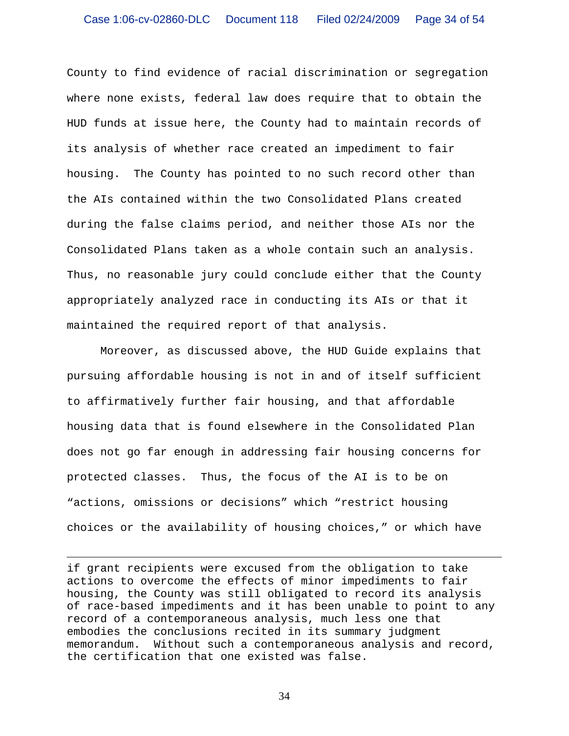County to find evidence of racial discrimination or segregation where none exists, federal law does require that to obtain the HUD funds at issue here, the County had to maintain records of its analysis of whether race created an impediment to fair housing. The County has pointed to no such record other than the AIs contained within the two Consolidated Plans created during the false claims period, and neither those AIs nor the Consolidated Plans taken as a whole contain such an analysis. Thus, no reasonable jury could conclude either that the County appropriately analyzed race in conducting its AIs or that it maintained the required report of that analysis.

Moreover, as discussed above, the HUD Guide explains that pursuing affordable housing is not in and of itself sufficient to affirmatively further fair housing, and that affordable housing data that is found elsewhere in the Consolidated Plan does not go far enough in addressing fair housing concerns for protected classes. Thus, the focus of the AI is to be on "actions, omissions or decisions" which "restrict housing choices or the availability of housing choices," or which have

---

if grant recipients were excused from the obligation to take actions to overcome the effects of minor impediments to fair housing, the County was still obligated to record its analysis of race-based impediments and it has been unable to point to any record of a contemporaneous analysis, much less one that embodies the conclusions recited in its summary judgment memorandum. Without such a contemporaneous analysis and record, the certification that one existed was false.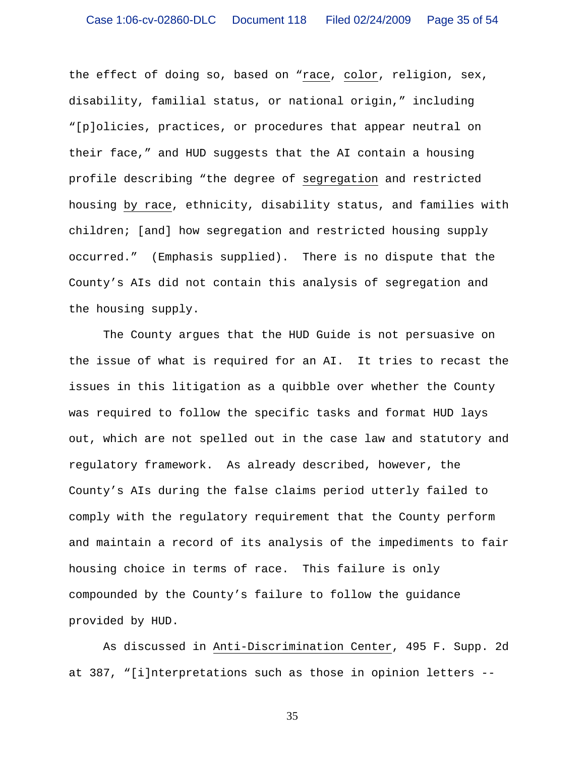the effect of doing so, based on "race, color, religion, sex, disability, familial status, or national origin," including "[p]olicies, practices, or procedures that appear neutral on their face," and HUD suggests that the AI contain a housing profile describing "the degree of segregation and restricted housing by race, ethnicity, disability status, and families with children; [and] how segregation and restricted housing supply occurred." (Emphasis supplied). There is no dispute that the County's AIs did not contain this analysis of segregation and the housing supply.

The County argues that the HUD Guide is not persuasive on the issue of what is required for an AI. It tries to recast the issues in this litigation as a quibble over whether the County was required to follow the specific tasks and format HUD lays out, which are not spelled out in the case law and statutory and regulatory framework. As already described, however, the County's AIs during the false claims period utterly failed to comply with the regulatory requirement that the County perform and maintain a record of its analysis of the impediments to fair housing choice in terms of race. This failure is only compounded by the County's failure to follow the guidance provided by HUD.

As discussed in Anti-Discrimination Center, 495 F. Supp. 2d at 387, "[i]nterpretations such as those in opinion letters --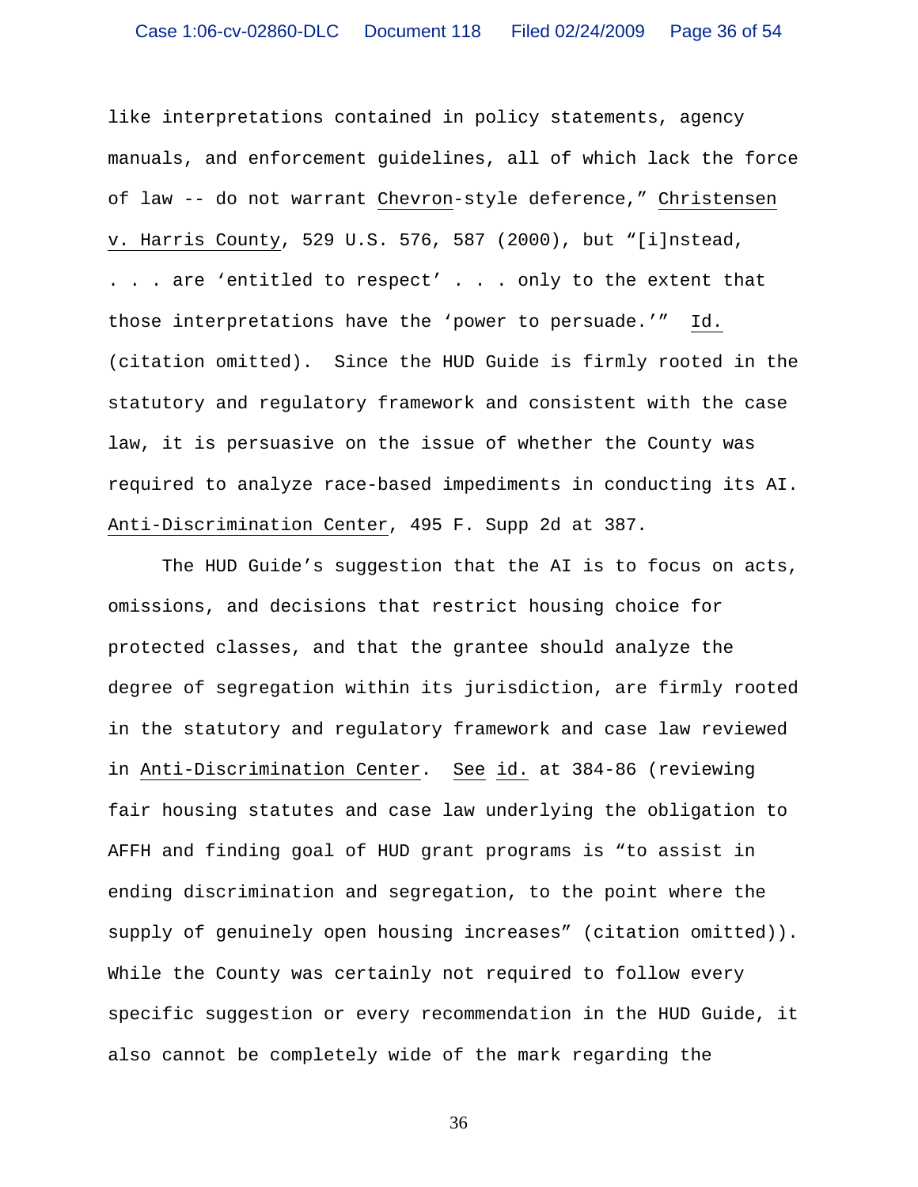like interpretations contained in policy statements, agency manuals, and enforcement guidelines, all of which lack the force of law -- do not warrant Chevron-style deference," Christensen v. Harris County, 529 U.S. 576, 587 (2000), but "[i]nstead, . . . are 'entitled to respect' . . . only to the extent that those interpretations have the 'power to persuade.'" Id. (citation omitted). Since the HUD Guide is firmly rooted in the statutory and regulatory framework and consistent with the case law, it is persuasive on the issue of whether the County was required to analyze race-based impediments in conducting its AI. Anti-Discrimination Center, 495 F. Supp 2d at 387.

The HUD Guide's suggestion that the AI is to focus on acts, omissions, and decisions that restrict housing choice for protected classes, and that the grantee should analyze the degree of segregation within its jurisdiction, are firmly rooted in the statutory and regulatory framework and case law reviewed in Anti-Discrimination Center. See id. at 384-86 (reviewing fair housing statutes and case law underlying the obligation to AFFH and finding goal of HUD grant programs is "to assist in ending discrimination and segregation, to the point where the supply of genuinely open housing increases" (citation omitted)). While the County was certainly not required to follow every specific suggestion or every recommendation in the HUD Guide, it also cannot be completely wide of the mark regarding the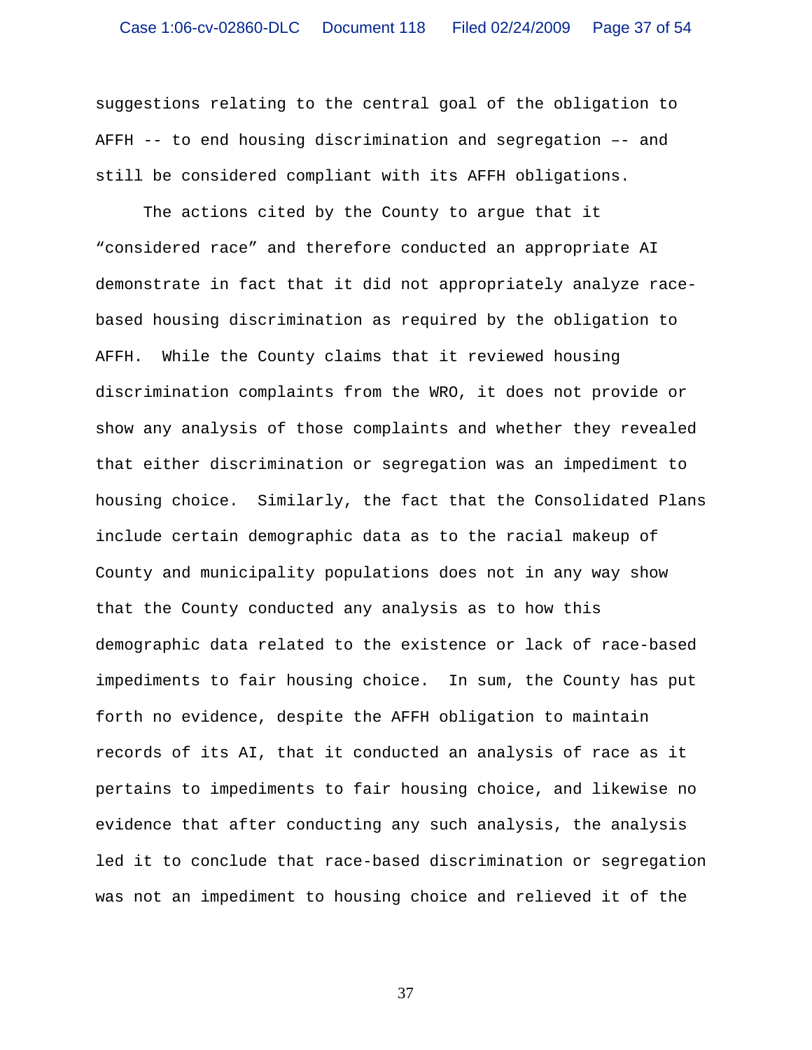suggestions relating to the central goal of the obligation to AFFH -- to end housing discrimination and segregation –- and still be considered compliant with its AFFH obligations.

The actions cited by the County to argue that it "considered race" and therefore conducted an appropriate AI demonstrate in fact that it did not appropriately analyze race-based housing discrimination as required by the obligation to AFFH. While the County claims that it reviewed housing discrimination complaints from the WRO, it does not provide or show any analysis of those complaints and whether they revealed that either discrimination or segregation was an impediment to housing choice. Similarly, the fact that the Consolidated Plans include certain demographic data as to the racial makeup of County and municipality populations does not in any way show that the County conducted any analysis as to how this demographic data related to the existence or lack of race-based impediments to fair housing choice. In sum, the County has put forth no evidence, despite the AFFH obligation to maintain records of its AI, that it conducted an analysis of race as it pertains to impediments to fair housing choice, and likewise no evidence that after conducting any such analysis, the analysis led it to conclude that race-based discrimination or segregation was not an impediment to housing choice and relieved it of the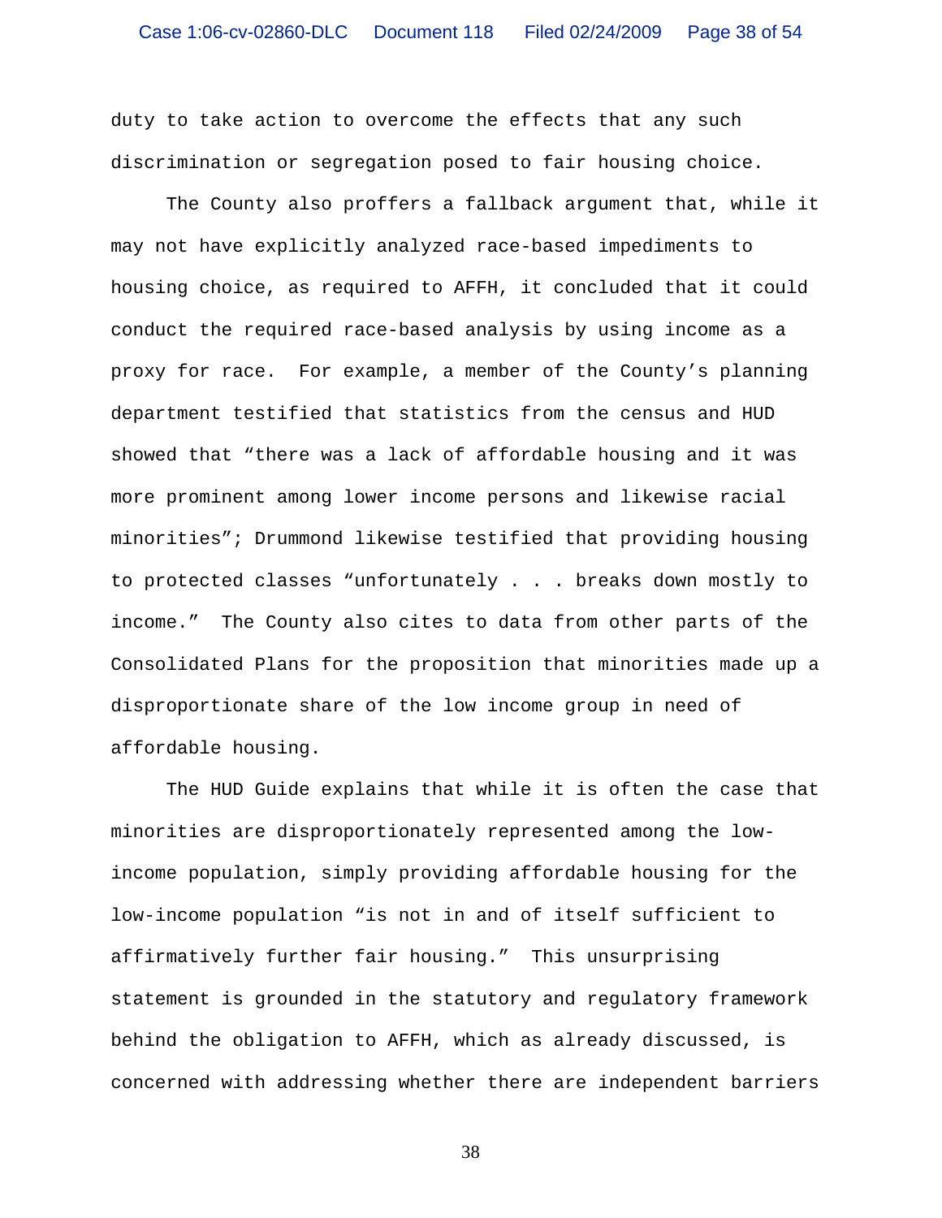duty to take action to overcome the effects that any such discrimination or segregation posed to fair housing choice.

The County also proffers a fallback argument that, while it may not have explicitly analyzed race-based impediments to housing choice, as required to AFFH, it concluded that it could conduct the required race-based analysis by using income as a proxy for race. For example, a member of the County's planning department testified that statistics from the census and HUD showed that "there was a lack of affordable housing and it was more prominent among lower income persons and likewise racial minorities"; Drummond likewise testified that providing housing to protected classes "unfortunately . . . breaks down mostly to income." The County also cites to data from other parts of the Consolidated Plans for the proposition that minorities made up a disproportionate share of the low income group in need of affordable housing.

The HUD Guide explains that while it is often the case that minorities are disproportionately represented among the low-income population, simply providing affordable housing for the low-income population "is not in and of itself sufficient to affirmatively further fair housing." This unsurprising statement is grounded in the statutory and regulatory framework behind the obligation to AFFH, which as already discussed, is concerned with addressing whether there are independent barriers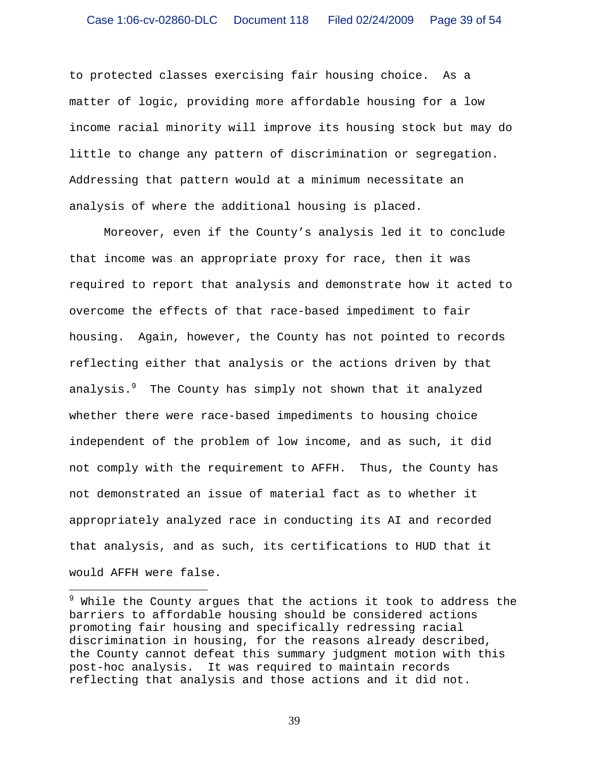to protected classes exercising fair housing choice. As a matter of logic, providing more affordable housing for a low income racial minority will improve its housing stock but may do little to change any pattern of discrimination or segregation. Addressing that pattern would at a minimum necessitate an analysis of where the additional housing is placed.

Moreover, even if the County's analysis led it to conclude that income was an appropriate proxy for race, then it was required to report that analysis and demonstrate how it acted to overcome the effects of that race-based impediment to fair housing. Again, however, the County has not pointed to records reflecting either that analysis or the actions driven by that analysis.[9] The County has simply not shown that it analyzed whether there were race-based impediments to housing choice independent of the problem of low income, and as such, it did not comply with the requirement to AFFH. Thus, the County has not demonstrated an issue of material fact as to whether it appropriately analyzed race in conducting its AI and recorded that analysis, and as such, its certifications to HUD that it would AFFH were false.

---

[9] While the County argues that the actions it took to address the barriers to affordable housing should be considered actions promoting fair housing and specifically redressing racial discrimination in housing, for the reasons already described, the County cannot defeat this summary judgment motion with this post-hoc analysis. It was required to maintain records reflecting that analysis and those actions and it did not.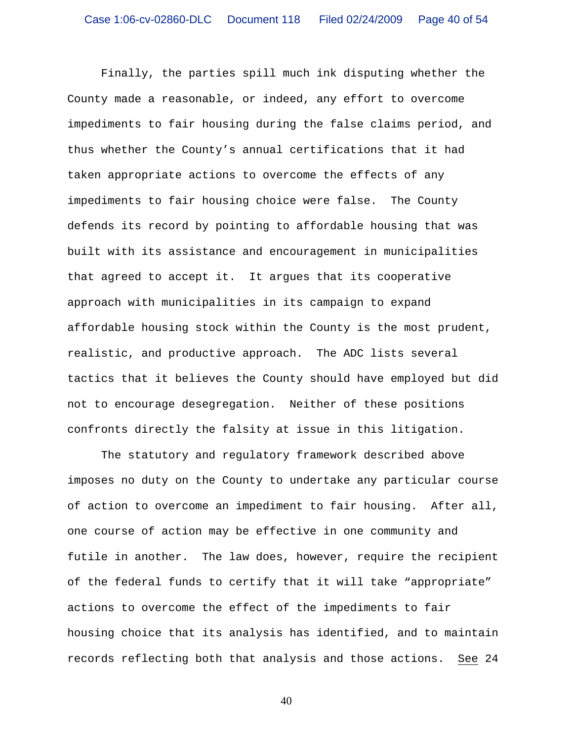Finally, the parties spill much ink disputing whether the County made a reasonable, or indeed, any effort to overcome impediments to fair housing during the false claims period, and thus whether the County's annual certifications that it had taken appropriate actions to overcome the effects of any impediments to fair housing choice were false. The County defends its record by pointing to affordable housing that was built with its assistance and encouragement in municipalities that agreed to accept it. It argues that its cooperative approach with municipalities in its campaign to expand affordable housing stock within the County is the most prudent, realistic, and productive approach. The ADC lists several tactics that it believes the County should have employed but did not to encourage desegregation. Neither of these positions confronts directly the falsity at issue in this litigation.

The statutory and regulatory framework described above imposes no duty on the County to undertake any particular course of action to overcome an impediment to fair housing. After all, one course of action may be effective in one community and futile in another. The law does, however, require the recipient of the federal funds to certify that it will take "appropriate" actions to overcome the effect of the impediments to fair housing choice that its analysis has identified, and to maintain records reflecting both that analysis and those actions. See 24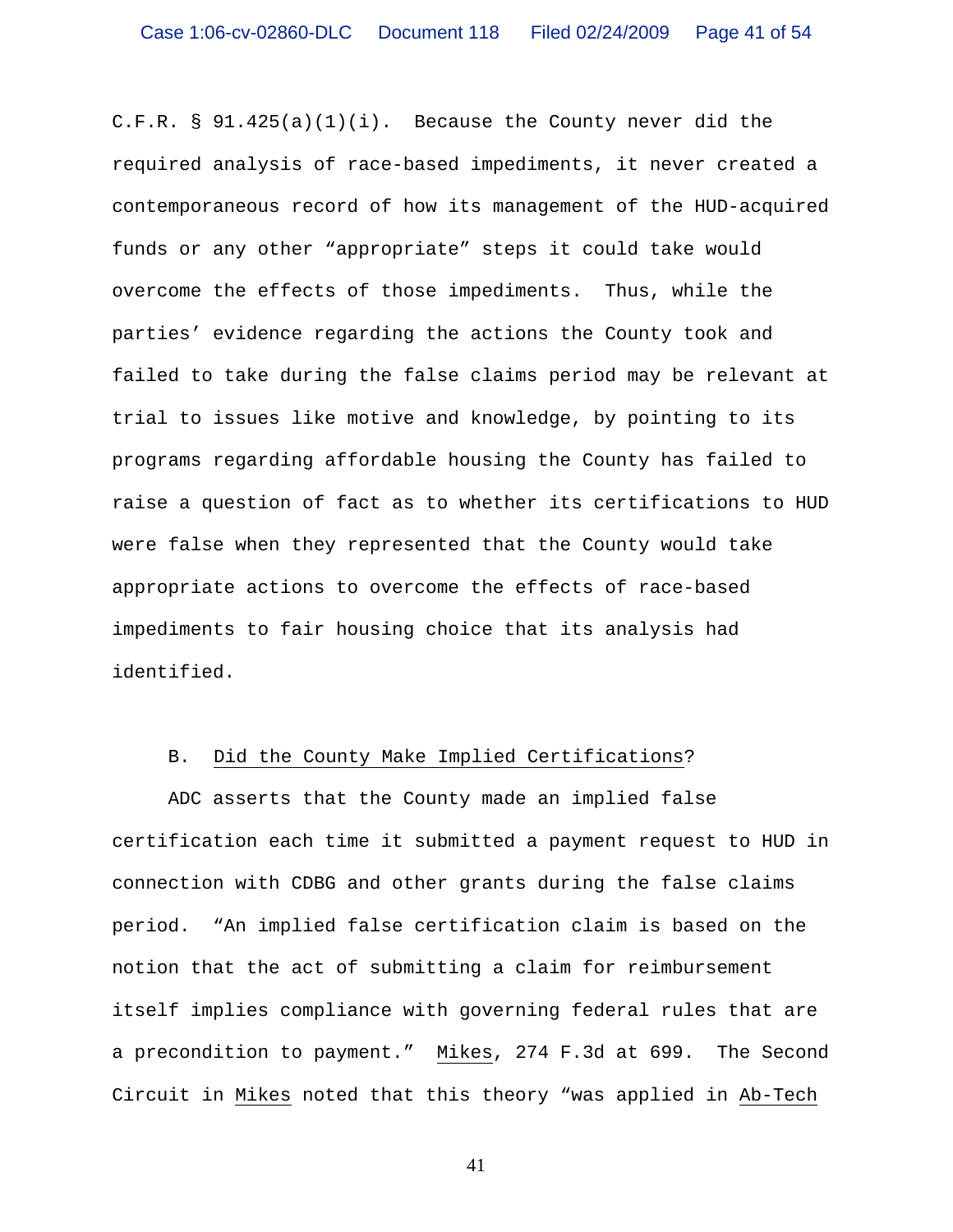C.F.R. § 91.425(a)(1)(i). Because the County never did the required analysis of race-based impediments, it never created a contemporaneous record of how its management of the HUD-acquired funds or any other "appropriate" steps it could take would overcome the effects of those impediments. Thus, while the parties' evidence regarding the actions the County took and failed to take during the false claims period may be relevant at trial to issues like motive and knowledge, by pointing to its programs regarding affordable housing the County has failed to raise a question of fact as to whether its certifications to HUD were false when they represented that the County would take appropriate actions to overcome the effects of race-based impediments to fair housing choice that its analysis had identified.

### B. Did the County Make Implied Certifications?

ADC asserts that the County made an implied false certification each time it submitted a payment request to HUD in connection with CDBG and other grants during the false claims period. "An implied false certification claim is based on the notion that the act of submitting a claim for reimbursement itself implies compliance with governing federal rules that are a precondition to payment." Mikes, 274 F.3d at 699. The Second Circuit in Mikes noted that this theory "was applied in Ab-Tech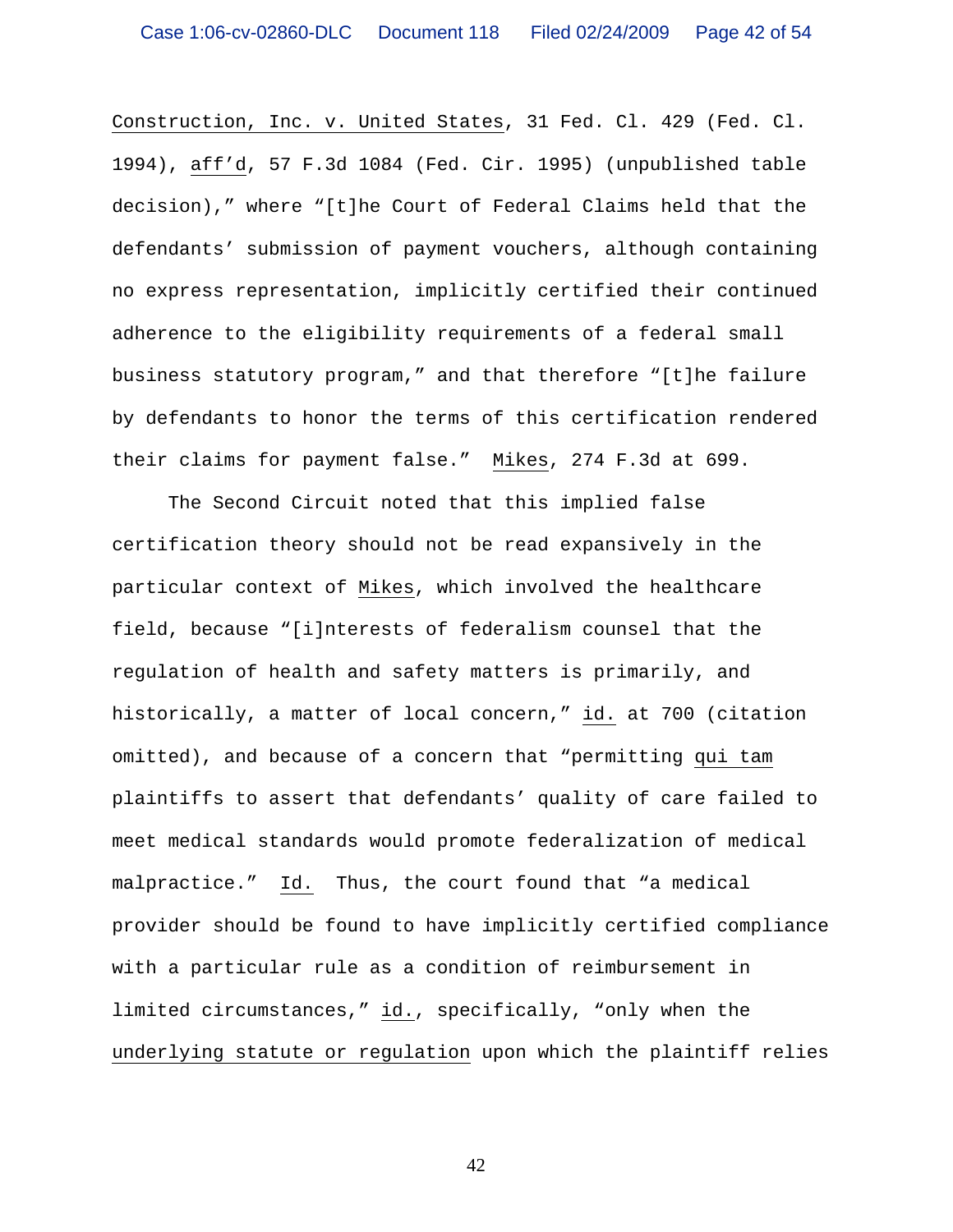Construction, Inc. v. United States, 31 Fed. Cl. 429 (Fed. Cl. 1994), aff'd, 57 F.3d 1084 (Fed. Cir. 1995) (unpublished table decision)," where "[t]he Court of Federal Claims held that the defendants' submission of payment vouchers, although containing no express representation, implicitly certified their continued adherence to the eligibility requirements of a federal small business statutory program," and that therefore "[t]he failure by defendants to honor the terms of this certification rendered their claims for payment false." Mikes, 274 F.3d at 699.

The Second Circuit noted that this implied false certification theory should not be read expansively in the particular context of Mikes, which involved the healthcare field, because "[i]nterests of federalism counsel that the regulation of health and safety matters is primarily, and historically, a matter of local concern," id. at 700 (citation omitted), and because of a concern that "permitting qui tam plaintiffs to assert that defendants' quality of care failed to meet medical standards would promote federalization of medical malpractice." Id. Thus, the court found that "a medical provider should be found to have implicitly certified compliance with a particular rule as a condition of reimbursement in limited circumstances," id., specifically, "only when the underlying statute or regulation upon which the plaintiff relies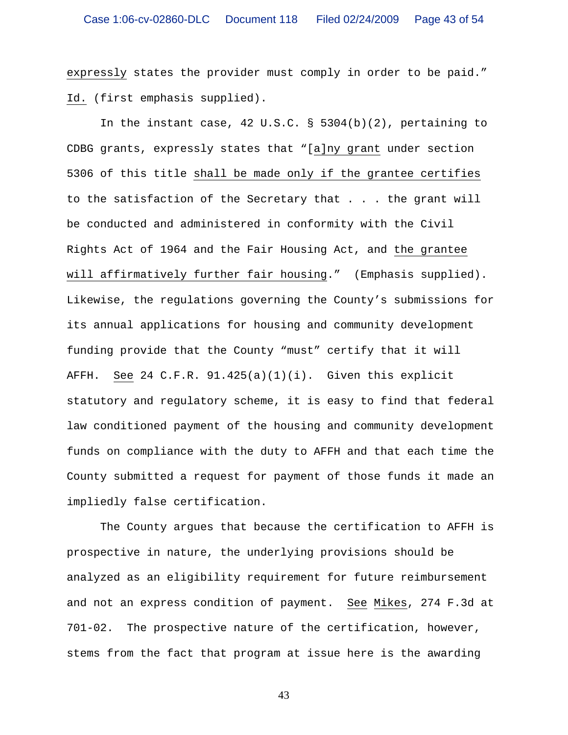expressly states the provider must comply in order to be paid." Id. (first emphasis supplied).

In the instant case, 42 U.S.C. § 5304(b)(2), pertaining to CDBG grants, expressly states that "[a]ny grant under section 5306 of this title shall be made only if the grantee certifies to the satisfaction of the Secretary that . . . the grant will be conducted and administered in conformity with the Civil Rights Act of 1964 and the Fair Housing Act, and the grantee will affirmatively further fair housing." (Emphasis supplied). Likewise, the regulations governing the County's submissions for its annual applications for housing and community development funding provide that the County "must" certify that it will AFFH. See 24 C.F.R. 91.425(a)(1)(i). Given this explicit statutory and regulatory scheme, it is easy to find that federal law conditioned payment of the housing and community development funds on compliance with the duty to AFFH and that each time the County submitted a request for payment of those funds it made an impliedly false certification.

The County argues that because the certification to AFFH is prospective in nature, the underlying provisions should be analyzed as an eligibility requirement for future reimbursement and not an express condition of payment. See Mikes, 274 F.3d at 701-02. The prospective nature of the certification, however, stems from the fact that program at issue here is the awarding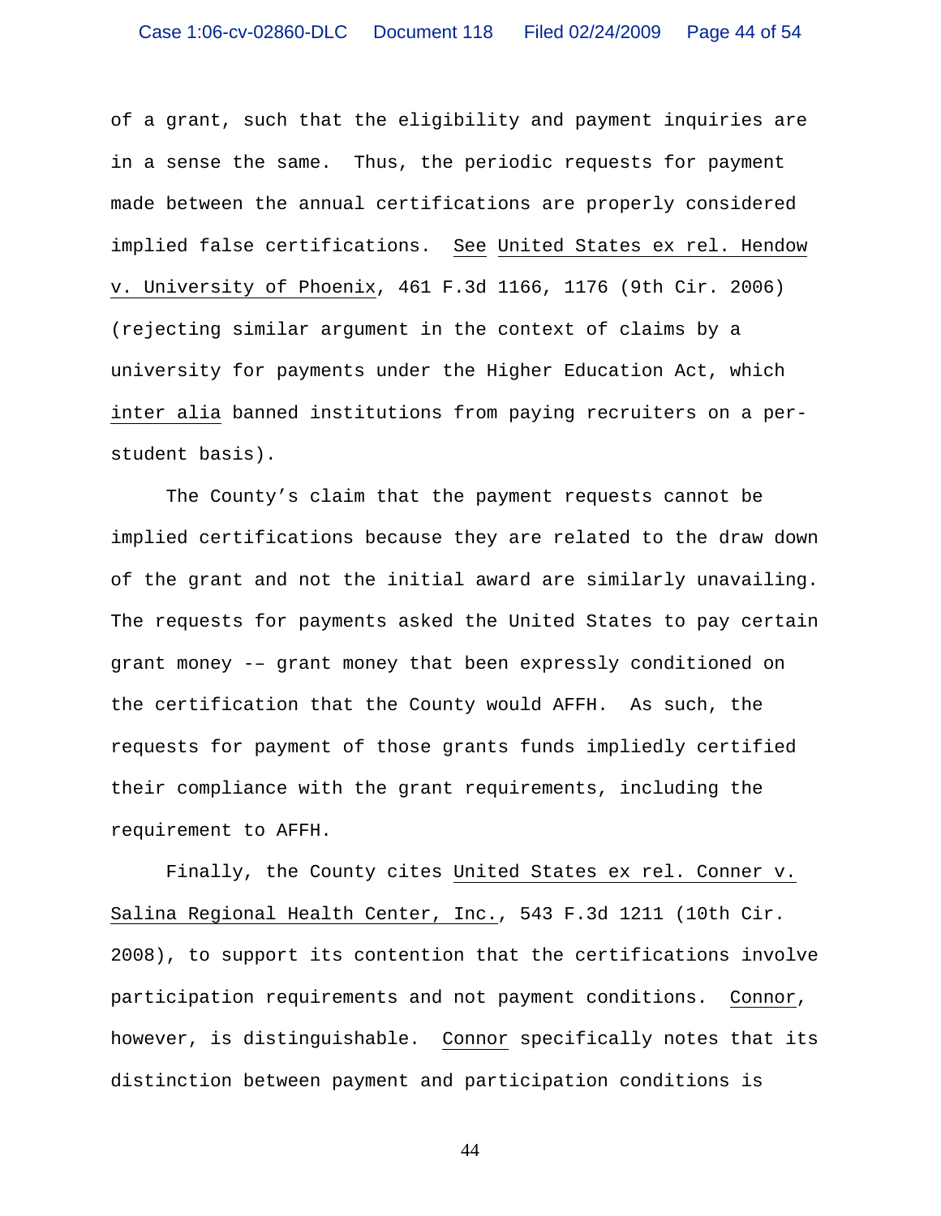of a grant, such that the eligibility and payment inquiries are in a sense the same. Thus, the periodic requests for payment made between the annual certifications are properly considered implied false certifications. See United States ex rel. Hendow v. University of Phoenix, 461 F.3d 1166, 1176 (9th Cir. 2006) (rejecting similar argument in the context of claims by a university for payments under the Higher Education Act, which inter alia banned institutions from paying recruiters on a per-student basis).

The County's claim that the payment requests cannot be implied certifications because they are related to the draw down of the grant and not the initial award are similarly unavailing. The requests for payments asked the United States to pay certain grant money -– grant money that been expressly conditioned on the certification that the County would AFFH. As such, the requests for payment of those grants funds impliedly certified their compliance with the grant requirements, including the requirement to AFFH.

Finally, the County cites United States ex rel. Conner v. Salina Regional Health Center, Inc., 543 F.3d 1211 (10th Cir. 2008), to support its contention that the certifications involve participation requirements and not payment conditions. Connor, however, is distinguishable. Connor specifically notes that its distinction between payment and participation conditions is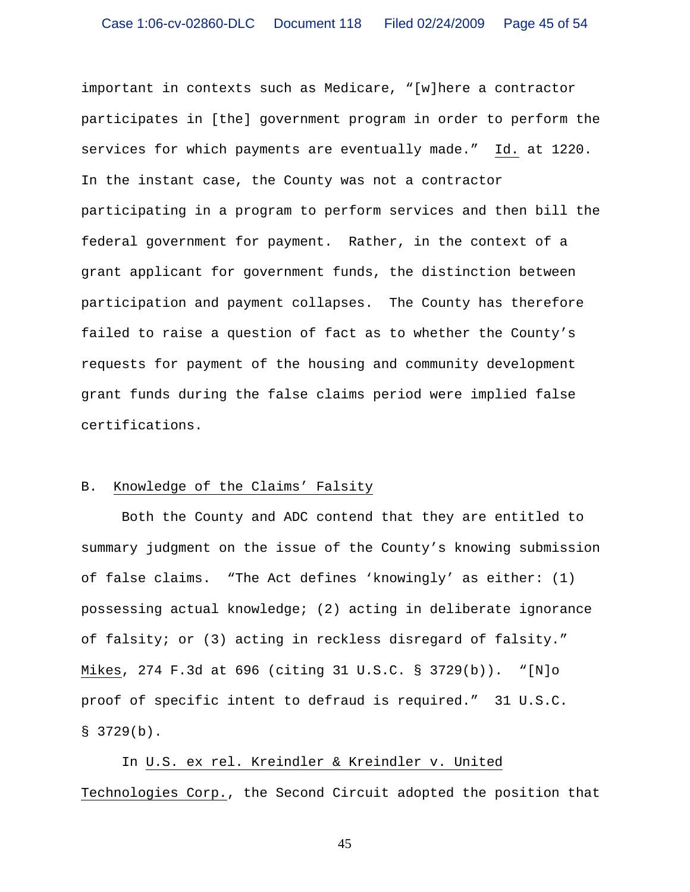important in contexts such as Medicare, "[w]here a contractor participates in [the] government program in order to perform the services for which payments are eventually made." Id. at 1220. In the instant case, the County was not a contractor participating in a program to perform services and then bill the federal government for payment. Rather, in the context of a grant applicant for government funds, the distinction between participation and payment collapses. The County has therefore failed to raise a question of fact as to whether the County's requests for payment of the housing and community development grant funds during the false claims period were implied false certifications.

## B. Knowledge of the Claims' Falsity

Both the County and ADC contend that they are entitled to summary judgment on the issue of the County's knowing submission of false claims. "The Act defines 'knowingly' as either: (1) possessing actual knowledge; (2) acting in deliberate ignorance of falsity; or (3) acting in reckless disregard of falsity." Mikes, 274 F.3d at 696 (citing 31 U.S.C. § 3729(b)). "[N]o proof of specific intent to defraud is required." 31 U.S.C. § 3729(b).

In U.S. ex rel. Kreindler & Kreindler v. United Technologies Corp., the Second Circuit adopted the position that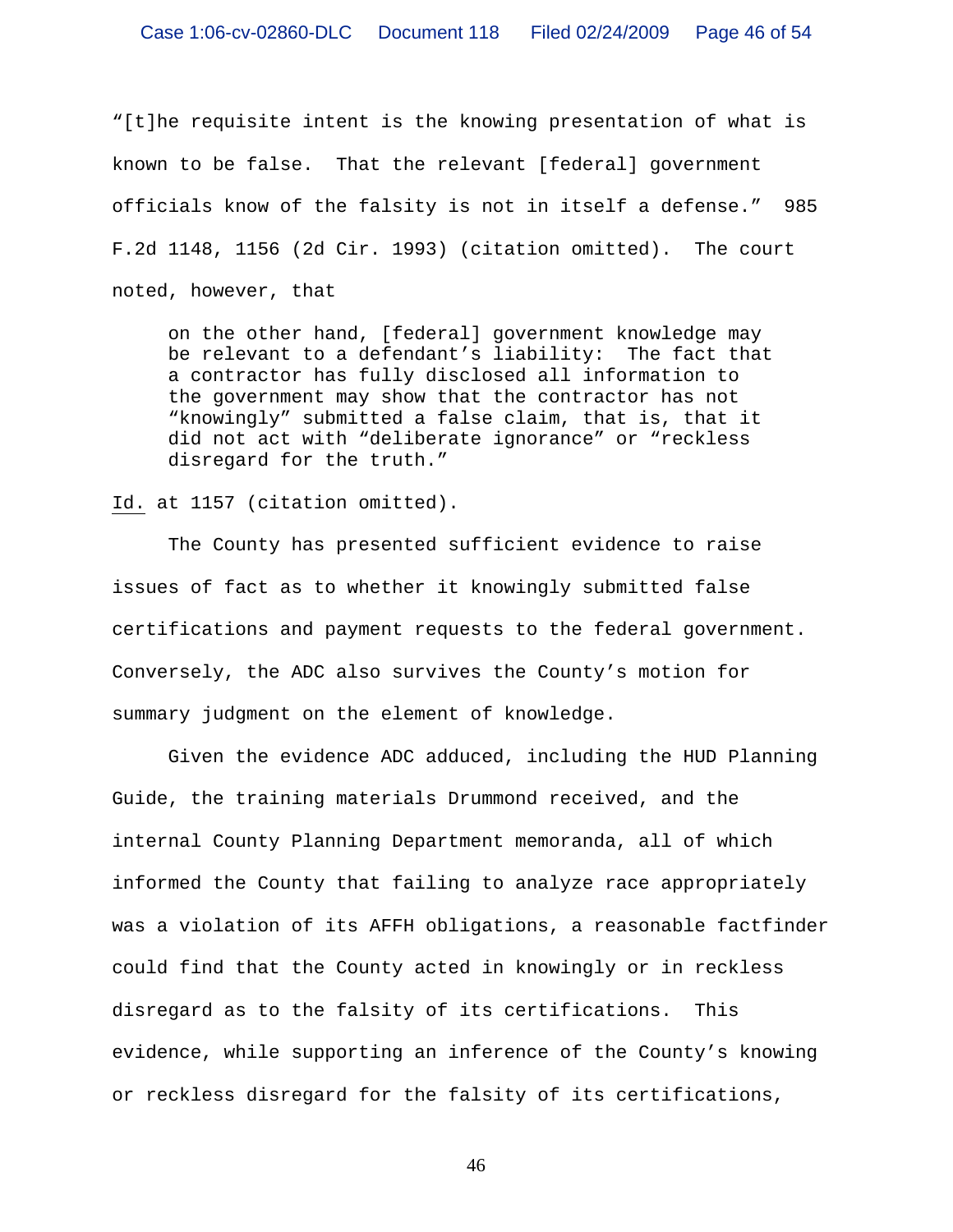"[t]he requisite intent is the knowing presentation of what is known to be false. That the relevant [federal] government officials know of the falsity is not in itself a defense." 985 F.2d 1148, 1156 (2d Cir. 1993) (citation omitted). The court noted, however, that

> on the other hand, [federal] government knowledge may be relevant to a defendant's liability: The fact that a contractor has fully disclosed all information to the government may show that the contractor has not "knowingly" submitted a false claim, that is, that it did not act with "deliberate ignorance" or "reckless disregard for the truth."

Id. at 1157 (citation omitted).

The County has presented sufficient evidence to raise issues of fact as to whether it knowingly submitted false certifications and payment requests to the federal government. Conversely, the ADC also survives the County's motion for summary judgment on the element of knowledge.

Given the evidence ADC adduced, including the HUD Planning Guide, the training materials Drummond received, and the internal County Planning Department memoranda, all of which informed the County that failing to analyze race appropriately was a violation of its AFFH obligations, a reasonable factfinder could find that the County acted in knowingly or in reckless disregard as to the falsity of its certifications. This evidence, while supporting an inference of the County's knowing or reckless disregard for the falsity of its certifications,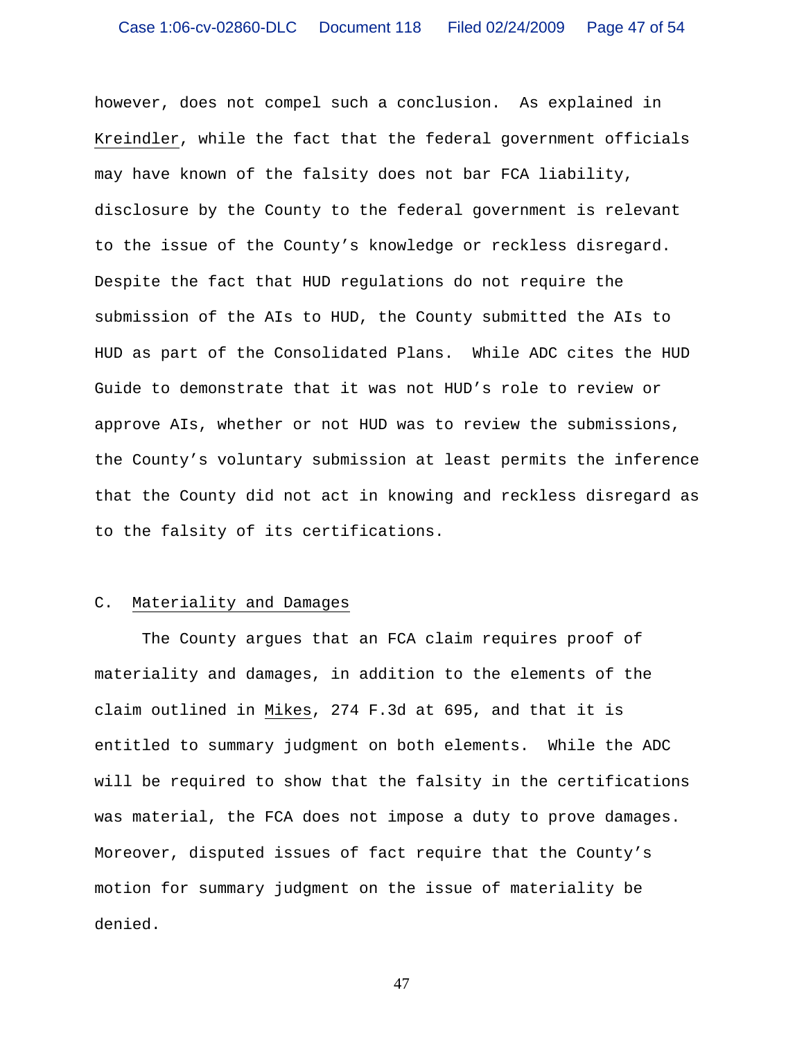however, does not compel such a conclusion. As explained in Kreindler, while the fact that the federal government officials may have known of the falsity does not bar FCA liability, disclosure by the County to the federal government is relevant to the issue of the County's knowledge or reckless disregard. Despite the fact that HUD regulations do not require the submission of the AIs to HUD, the County submitted the AIs to HUD as part of the Consolidated Plans. While ADC cites the HUD Guide to demonstrate that it was not HUD's role to review or approve AIs, whether or not HUD was to review the submissions, the County's voluntary submission at least permits the inference that the County did not act in knowing and reckless disregard as to the falsity of its certifications.

### C. Materiality and Damages

The County argues that an FCA claim requires proof of materiality and damages, in addition to the elements of the claim outlined in Mikes, 274 F.3d at 695, and that it is entitled to summary judgment on both elements. While the ADC will be required to show that the falsity in the certifications was material, the FCA does not impose a duty to prove damages. Moreover, disputed issues of fact require that the County's motion for summary judgment on the issue of materiality be denied.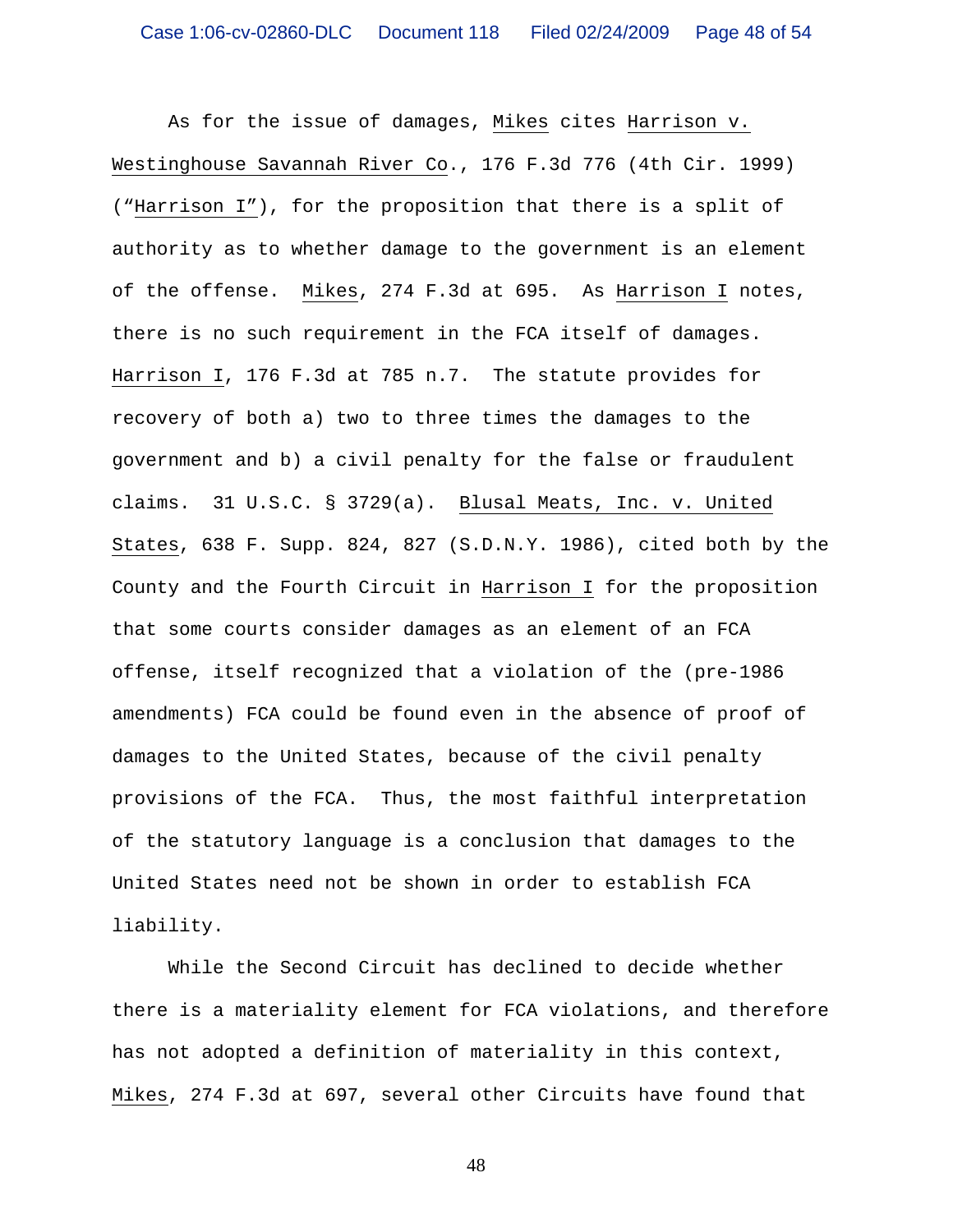As for the issue of damages, Mikes cites Harrison v. Westinghouse Savannah River Co., 176 F.3d 776 (4th Cir. 1999) ("Harrison I"), for the proposition that there is a split of authority as to whether damage to the government is an element of the offense. Mikes, 274 F.3d at 695. As Harrison I notes, there is no such requirement in the FCA itself of damages. Harrison I, 176 F.3d at 785 n.7. The statute provides for recovery of both a) two to three times the damages to the government and b) a civil penalty for the false or fraudulent claims. 31 U.S.C. § 3729(a). Blusal Meats, Inc. v. United States, 638 F. Supp. 824, 827 (S.D.N.Y. 1986), cited both by the County and the Fourth Circuit in Harrison I for the proposition that some courts consider damages as an element of an FCA offense, itself recognized that a violation of the (pre-1986 amendments) FCA could be found even in the absence of proof of damages to the United States, because of the civil penalty provisions of the FCA. Thus, the most faithful interpretation of the statutory language is a conclusion that damages to the United States need not be shown in order to establish FCA liability.

While the Second Circuit has declined to decide whether there is a materiality element for FCA violations, and therefore has not adopted a definition of materiality in this context, Mikes, 274 F.3d at 697, several other Circuits have found that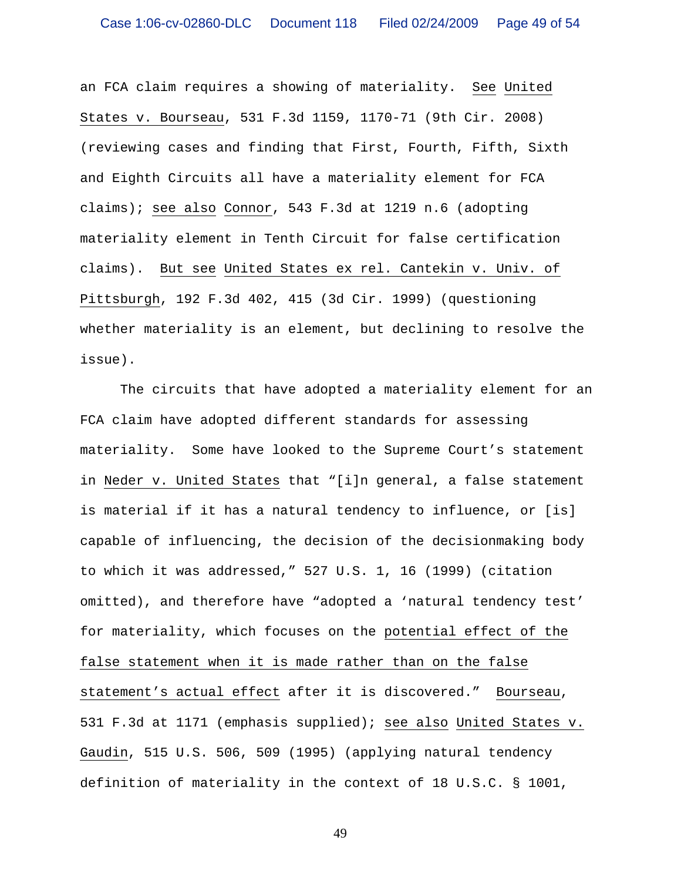an FCA claim requires a showing of materiality. See United States v. Bourseau, 531 F.3d 1159, 1170-71 (9th Cir. 2008) (reviewing cases and finding that First, Fourth, Fifth, Sixth and Eighth Circuits all have a materiality element for FCA claims); see also Connor, 543 F.3d at 1219 n.6 (adopting materiality element in Tenth Circuit for false certification claims). But see United States ex rel. Cantekin v. Univ. of Pittsburgh, 192 F.3d 402, 415 (3d Cir. 1999) (questioning whether materiality is an element, but declining to resolve the issue).

The circuits that have adopted a materiality element for an FCA claim have adopted different standards for assessing materiality. Some have looked to the Supreme Court's statement in Neder v. United States that "[i]n general, a false statement is material if it has a natural tendency to influence, or [is] capable of influencing, the decision of the decisionmaking body to which it was addressed," 527 U.S. 1, 16 (1999) (citation omitted), and therefore have "adopted a 'natural tendency test' for materiality, which focuses on the potential effect of the false statement when it is made rather than on the false statement's actual effect after it is discovered." Bourseau, 531 F.3d at 1171 (emphasis supplied); see also United States v. Gaudin, 515 U.S. 506, 509 (1995) (applying natural tendency definition of materiality in the context of 18 U.S.C. § 1001,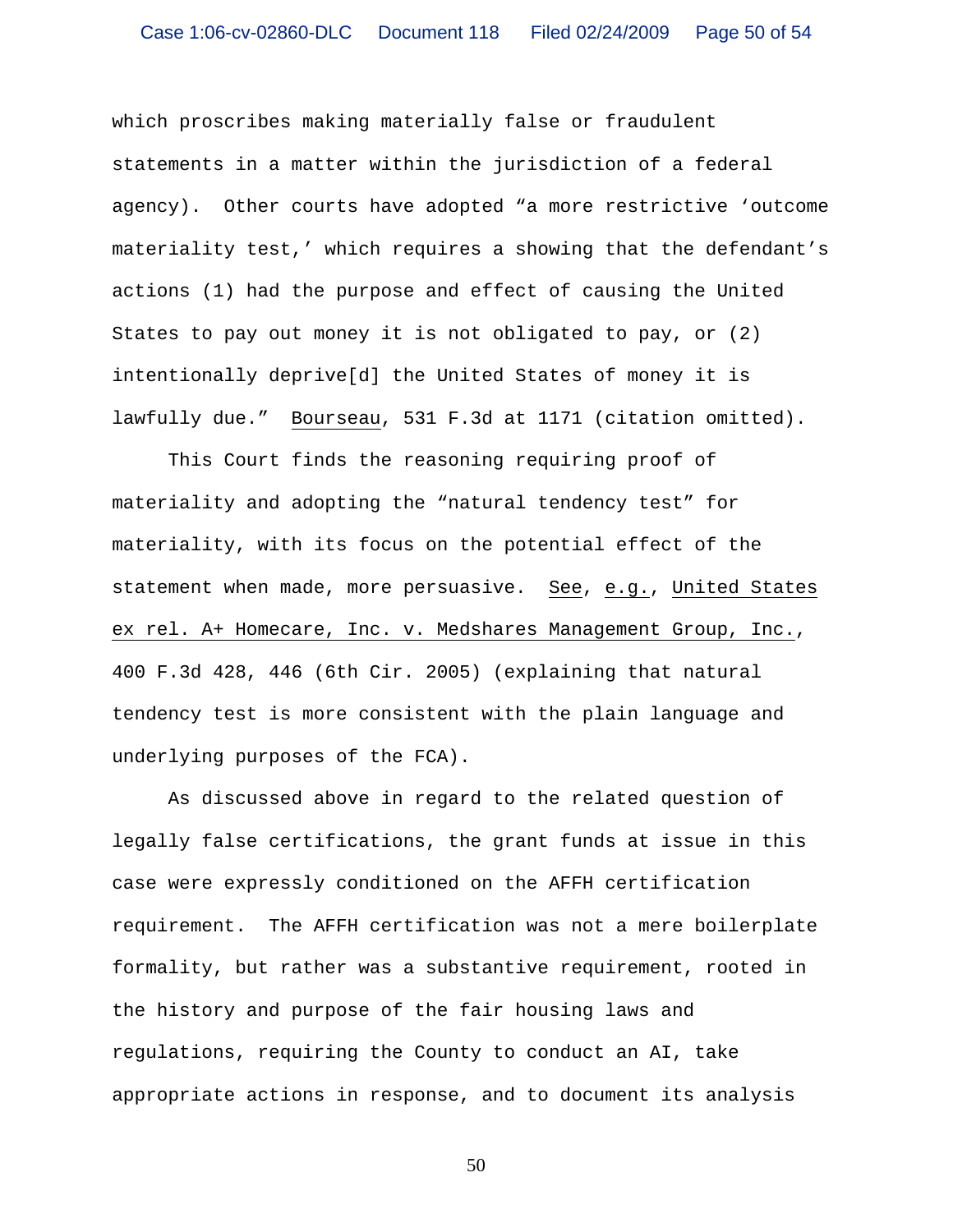which proscribes making materially false or fraudulent statements in a matter within the jurisdiction of a federal agency). Other courts have adopted "a more restrictive 'outcome materiality test,' which requires a showing that the defendant's actions (1) had the purpose and effect of causing the United States to pay out money it is not obligated to pay, or (2) intentionally deprive[d] the United States of money it is lawfully due." Bourseau, 531 F.3d at 1171 (citation omitted).

This Court finds the reasoning requiring proof of materiality and adopting the "natural tendency test" for materiality, with its focus on the potential effect of the statement when made, more persuasive. See, e.g., United States ex rel. A+ Homecare, Inc. v. Medshares Management Group, Inc., 400 F.3d 428, 446 (6th Cir. 2005) (explaining that natural tendency test is more consistent with the plain language and underlying purposes of the FCA).

As discussed above in regard to the related question of legally false certifications, the grant funds at issue in this case were expressly conditioned on the AFFH certification requirement. The AFFH certification was not a mere boilerplate formality, but rather was a substantive requirement, rooted in the history and purpose of the fair housing laws and regulations, requiring the County to conduct an AI, take appropriate actions in response, and to document its analysis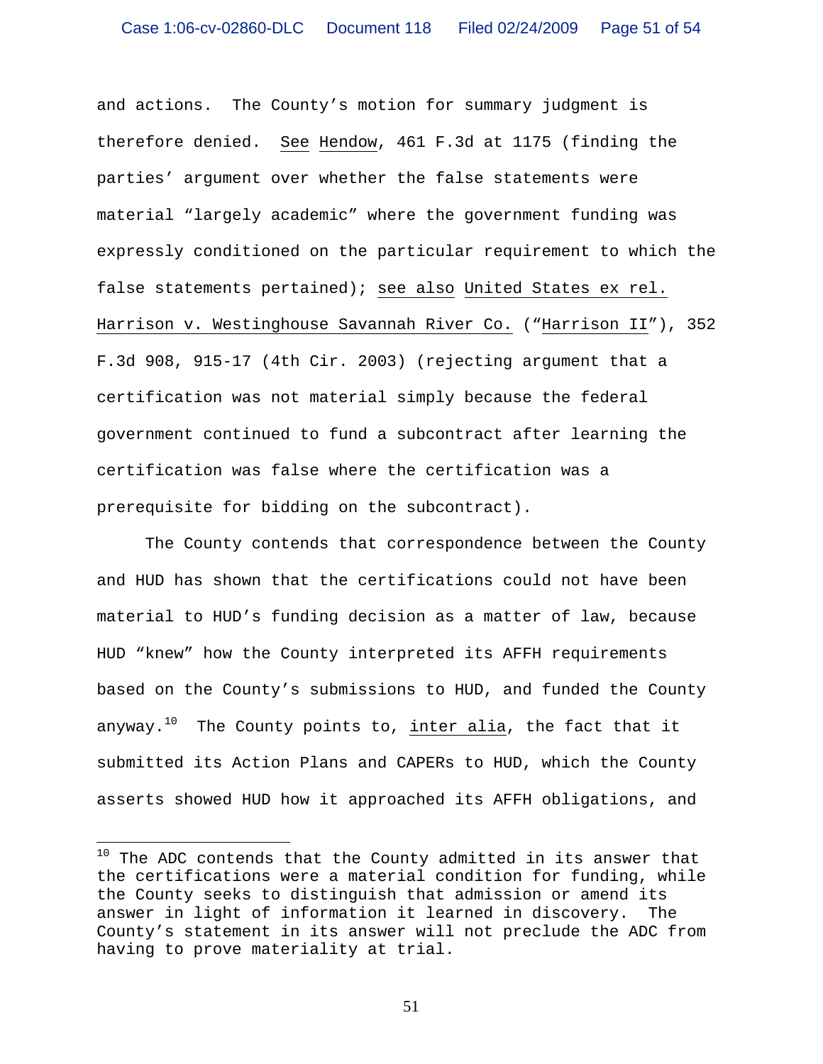and actions. The County's motion for summary judgment is therefore denied. See Hendow, 461 F.3d at 1175 (finding the parties' argument over whether the false statements were material "largely academic" where the government funding was expressly conditioned on the particular requirement to which the false statements pertained); see also United States ex rel. Harrison v. Westinghouse Savannah River Co. ("Harrison II"), 352 F.3d 908, 915-17 (4th Cir. 2003) (rejecting argument that a certification was not material simply because the federal government continued to fund a subcontract after learning the certification was false where the certification was a prerequisite for bidding on the subcontract).

The County contends that correspondence between the County and HUD has shown that the certifications could not have been material to HUD's funding decision as a matter of law, because HUD "knew" how the County interpreted its AFFH requirements based on the County's submissions to HUD, and funded the County anyway.[10] The County points to, inter alia, the fact that it submitted its Action Plans and CAPERs to HUD, which the County asserts showed HUD how it approached its AFFH obligations, and

---

[10] The ADC contends that the County admitted in its answer that the certifications were a material condition for funding, while the County seeks to distinguish that admission or amend its answer in light of information it learned in discovery. The County's statement in its answer will not preclude the ADC from having to prove materiality at trial.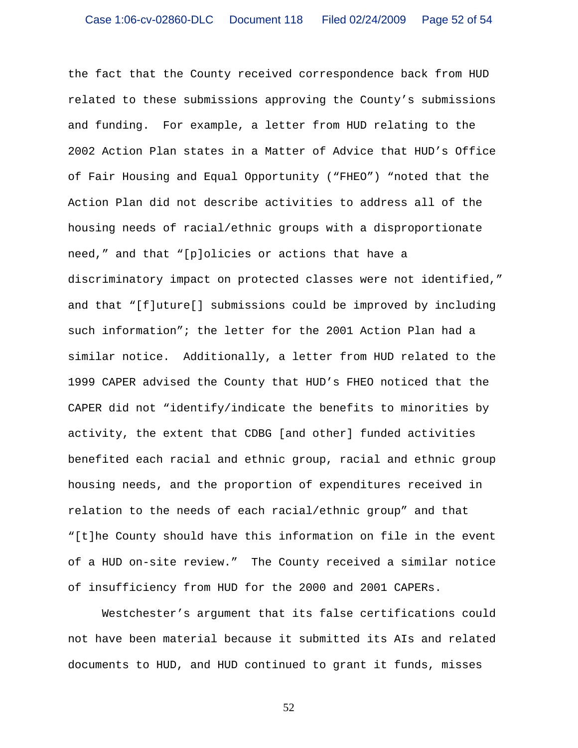the fact that the County received correspondence back from HUD related to these submissions approving the County's submissions and funding. For example, a letter from HUD relating to the 2002 Action Plan states in a Matter of Advice that HUD's Office of Fair Housing and Equal Opportunity ("FHEO") "noted that the Action Plan did not describe activities to address all of the housing needs of racial/ethnic groups with a disproportionate need," and that "[p]olicies or actions that have a discriminatory impact on protected classes were not identified," and that "[f]uture[] submissions could be improved by including such information"; the letter for the 2001 Action Plan had a similar notice. Additionally, a letter from HUD related to the 1999 CAPER advised the County that HUD's FHEO noticed that the CAPER did not "identify/indicate the benefits to minorities by activity, the extent that CDBG [and other] funded activities benefited each racial and ethnic group, racial and ethnic group housing needs, and the proportion of expenditures received in relation to the needs of each racial/ethnic group" and that "[t]he County should have this information on file in the event of a HUD on-site review." The County received a similar notice of insufficiency from HUD for the 2000 and 2001 CAPERs.

Westchester's argument that its false certifications could not have been material because it submitted its AIs and related documents to HUD, and HUD continued to grant it funds, misses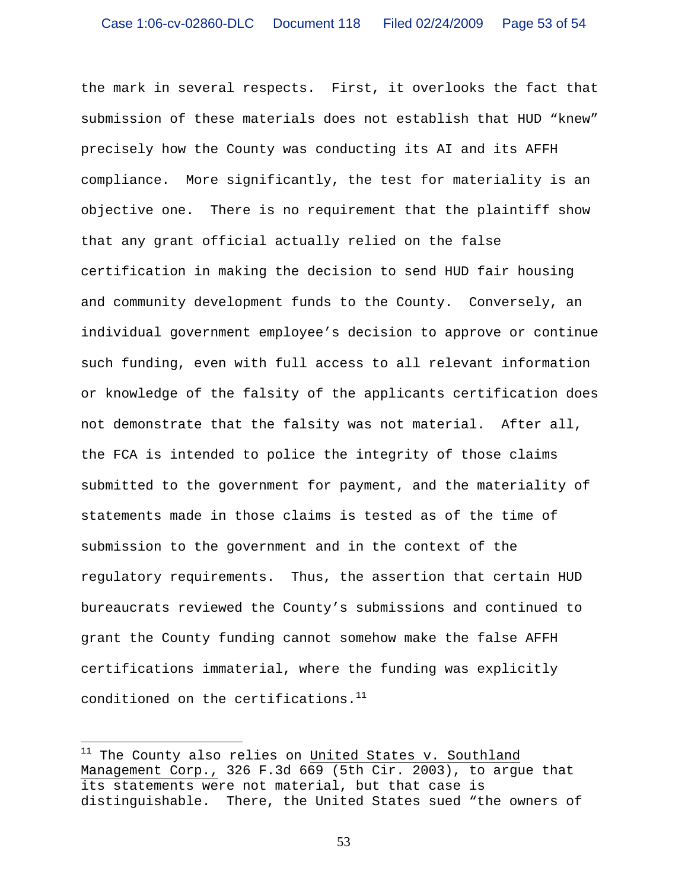the mark in several respects. First, it overlooks the fact that submission of these materials does not establish that HUD "knew" precisely how the County was conducting its AI and its AFFH compliance. More significantly, the test for materiality is an objective one. There is no requirement that the plaintiff show that any grant official actually relied on the false certification in making the decision to send HUD fair housing and community development funds to the County. Conversely, an individual government employee's decision to approve or continue such funding, even with full access to all relevant information or knowledge of the falsity of the applicants certification does not demonstrate that the falsity was not material. After all, the FCA is intended to police the integrity of those claims submitted to the government for payment, and the materiality of statements made in those claims is tested as of the time of submission to the government and in the context of the regulatory requirements. Thus, the assertion that certain HUD bureaucrats reviewed the County's submissions and continued to grant the County funding cannot somehow make the false AFFH certifications immaterial, where the funding was explicitly conditioned on the certifications.[11]

---

[11] The County also relies on United States v. Southland Management Corp., 326 F.3d 669 (5th Cir. 2003), to argue that its statements were not material, but that case is distinguishable. There, the United States sued "the owners of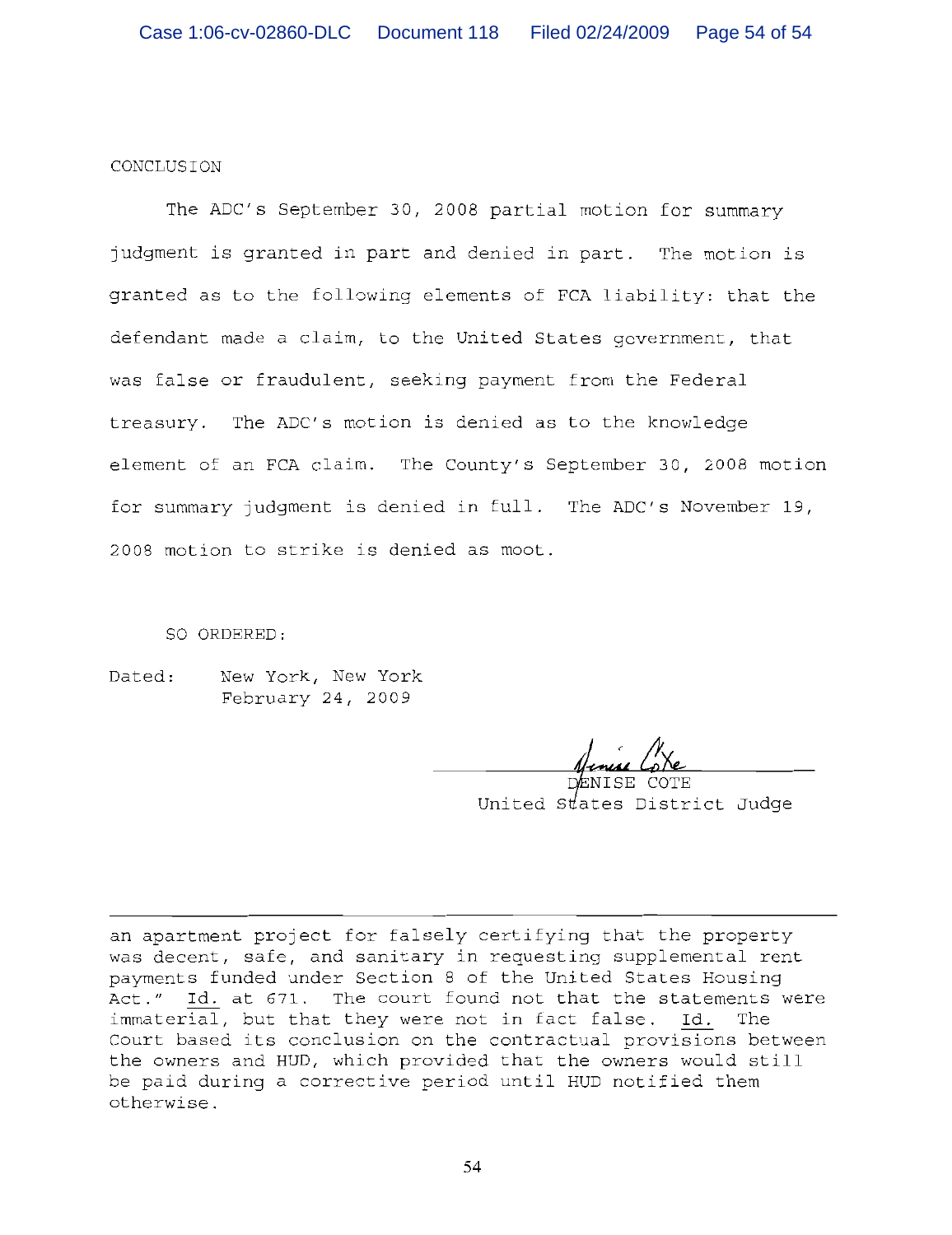CONCLUSION

The ADC's September 30, 2008 partial motion for summary judgment is granted in part and denied in part. The motion is granted as to the following elements of FCA liability: that the defendant made a claim, to the United States government, that was false or fraudulent, seeking payment from the Federal treasury. The ADC's motion is denied as to the knowledge element of an FCA claim. The County's September 30, 2008 motion for summary judgment is denied in full. The ADC's November 19, 2008 motion to strike is denied as moot.

SO ORDERED:

Dated: New York, New York
February 24, 2009

DENISE COTE
United States District Judge

---

an apartment project for falsely certifying that the property was decent, safe, and sanitary in requesting supplemental rent payments funded under Section 8 of the United States Housing Act." Id. at 671. The court found not that the statements were immaterial, but that they were not in fact false. Id. The Court based its conclusion on the contractual provisions between the owners and HUD, which provided that the owners would still be paid during a corrective period until HUD notified them otherwise.